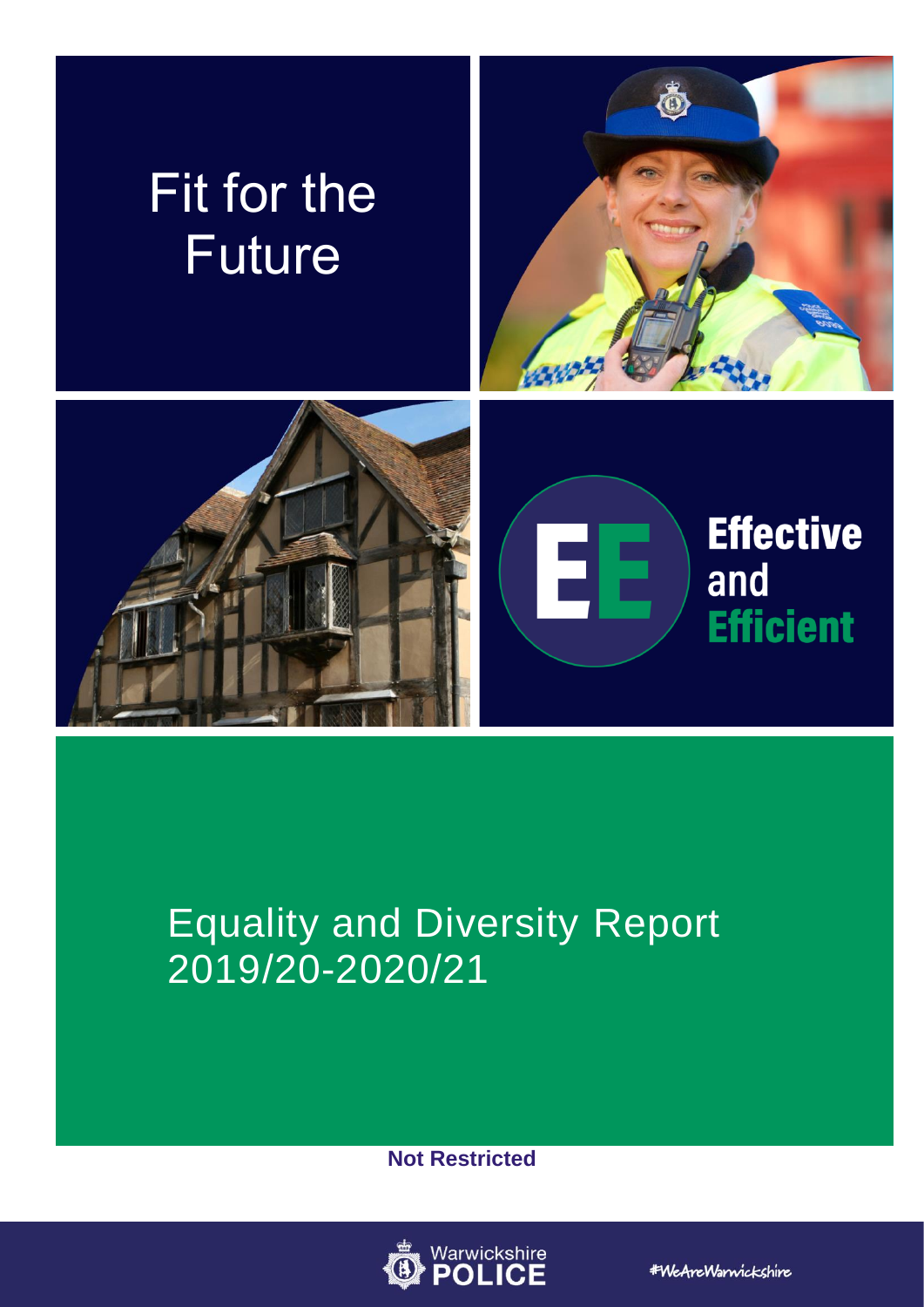# Fit for the Future

**Effective and Efficient**

# Equality and Diversity Report 2019/20-2020/21

**Not Restricted**

Warwickshire POLICE

#WeAreWarwickshire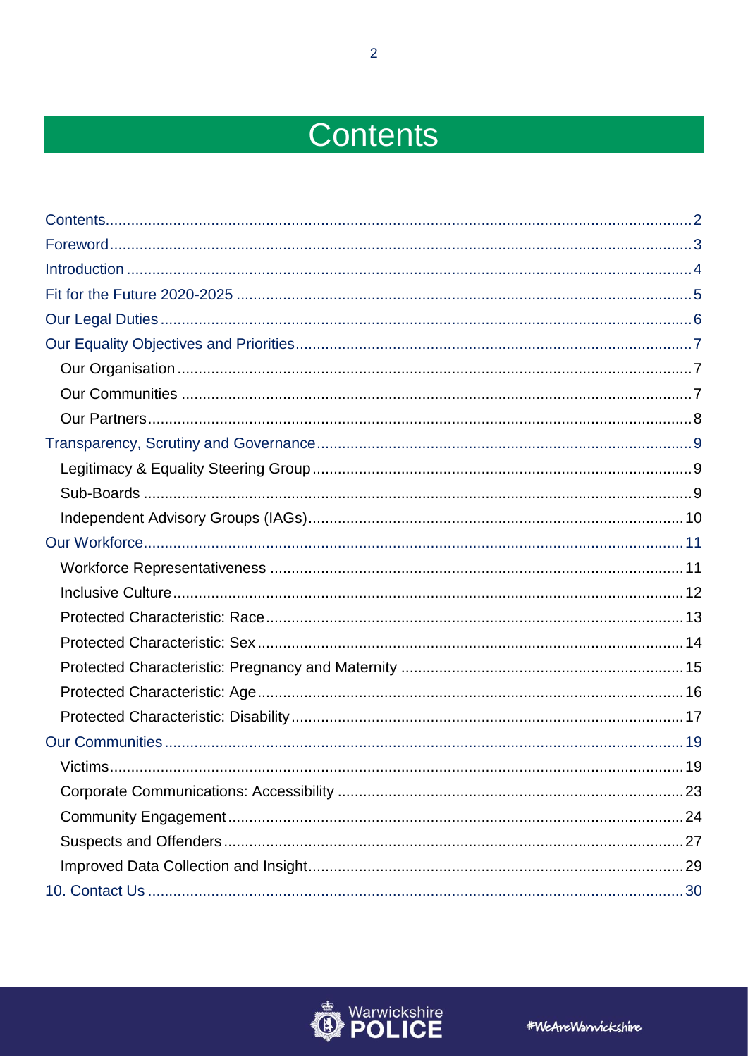# Contents

- Contents ..... 2
- Foreword ..... 3
- Introduction ..... 4
- Fit for the Future 2020-2025 ..... 5
- Our Legal Duties ..... 6
- Our Equality Objectives and Priorities ..... 7
  - Our Organisation ..... 7
  - Our Communities ..... 7
  - Our Partners ..... 8
- Transparency, Scrutiny and Governance ..... 9
  - Legitimacy & Equality Steering Group ..... 9
  - Sub-Boards ..... 9
  - Independent Advisory Groups (IAGs) ..... 10
- Our Workforce ..... 11
  - Workforce Representativeness ..... 11
  - Inclusive Culture ..... 12
  - Protected Characteristic: Race ..... 13
  - Protected Characteristic: Sex ..... 14
  - Protected Characteristic: Pregnancy and Maternity ..... 15
  - Protected Characteristic: Age ..... 16
  - Protected Characteristic: Disability ..... 17
- Our Communities ..... 19
  - Victims ..... 19
  - Corporate Communications: Accessibility ..... 23
  - Community Engagement ..... 24
  - Suspects and Offenders ..... 27
  - Improved Data Collection and Insight ..... 29
- 10. Contact Us ..... 30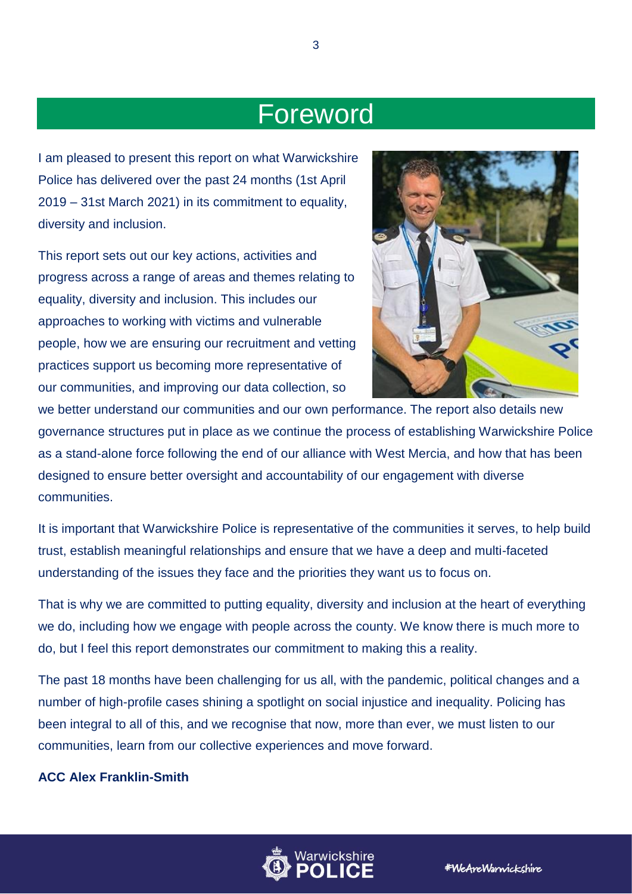# Foreword

I am pleased to present this report on what Warwickshire Police has delivered over the past 24 months (1st April 2019 – 31st March 2021) in its commitment to equality, diversity and inclusion.

This report sets out our key actions, activities and progress across a range of areas and themes relating to equality, diversity and inclusion. This includes our approaches to working with victims and vulnerable people, how we are ensuring our recruitment and vetting practices support us becoming more representative of our communities, and improving our data collection, so we better understand our communities and our own performance. The report also details new governance structures put in place as we continue the process of establishing Warwickshire Police as a stand-alone force following the end of our alliance with West Mercia, and how that has been designed to ensure better oversight and accountability of our engagement with diverse communities.

It is important that Warwickshire Police is representative of the communities it serves, to help build trust, establish meaningful relationships and ensure that we have a deep and multi-faceted understanding of the issues they face and the priorities they want us to focus on.

That is why we are committed to putting equality, diversity and inclusion at the heart of everything we do, including how we engage with people across the county. We know there is much more to do, but I feel this report demonstrates our commitment to making this a reality.

The past 18 months have been challenging for us all, with the pandemic, political changes and a number of high-profile cases shining a spotlight on social injustice and inequality. Policing has been integral to all of this, and we recognise that now, more than ever, we must listen to our communities, learn from our collective experiences and move forward.

**ACC Alex Franklin-Smith**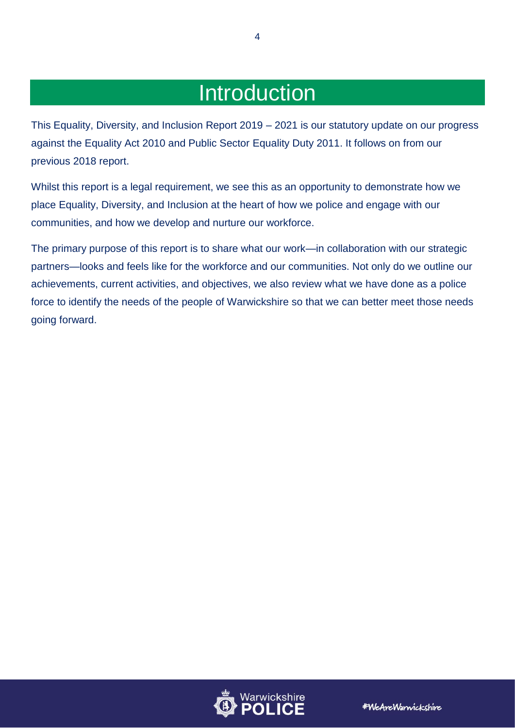# Introduction

This Equality, Diversity, and Inclusion Report 2019 – 2021 is our statutory update on our progress against the Equality Act 2010 and Public Sector Equality Duty 2011. It follows on from our previous 2018 report.

Whilst this report is a legal requirement, we see this as an opportunity to demonstrate how we place Equality, Diversity, and Inclusion at the heart of how we police and engage with our communities, and how we develop and nurture our workforce.

The primary purpose of this report is to share what our work—in collaboration with our strategic partners—looks and feels like for the workforce and our communities. Not only do we outline our achievements, current activities, and objectives, we also review what we have done as a police force to identify the needs of the people of Warwickshire so that we can better meet those needs going forward.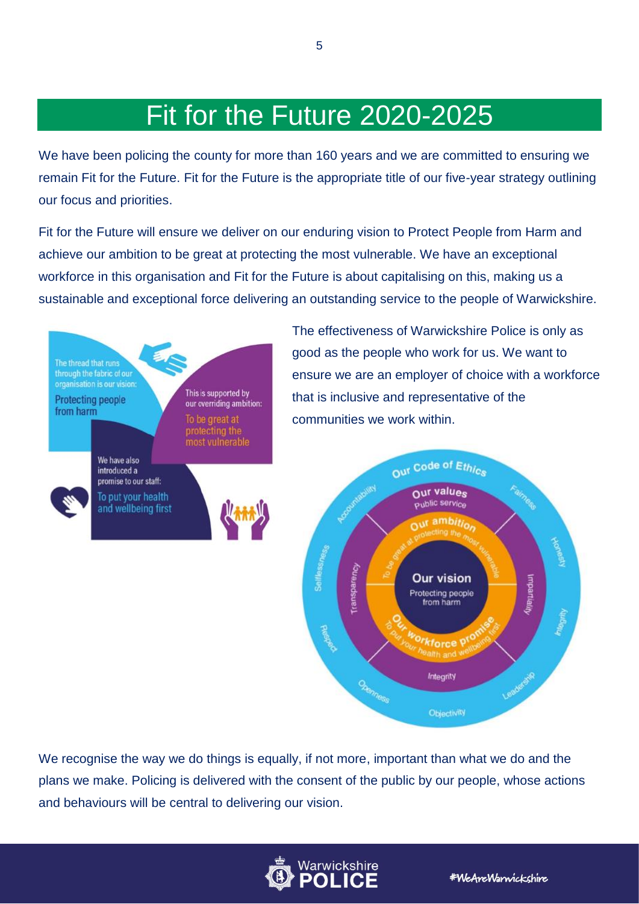# Fit for the Future 2020-2025

We have been policing the county for more than 160 years and we are committed to ensuring we remain Fit for the Future. Fit for the Future is the appropriate title of our five-year strategy outlining our focus and priorities.

Fit for the Future will ensure we deliver on our enduring vision to Protect People from Harm and achieve our ambition to be great at protecting the most vulnerable. We have an exceptional workforce in this organisation and Fit for the Future is about capitalising on this, making us a sustainable and exceptional force delivering an outstanding service to the people of Warwickshire.

The thread that runs through the fabric of our organisation is our vision: Protecting people from harm

This is supported by our overriding ambition: To be great at protecting the most vulnerable

We have also introduced a promise to our staff: To put your health and wellbeing first

The effectiveness of Warwickshire Police is only as good as the people who work for us. We want to ensure we are an employer of choice with a workforce that is inclusive and representative of the communities we work within.

Our Code of Ethics: Accountability, Fairness, Honesty, Integrity, Leadership, Objectivity, Openness, Respect, Selflessness

Our values: Public service, Transparency, Impartiality, Integrity

Our ambition: To be great at protecting the most vulnerable

Our vision: Protecting people from harm

Our workforce promise: To put your health and wellbeing first

We recognise the way we do things is equally, if not more, important than what we do and the plans we make. Policing is delivered with the consent of the public by our people, whose actions and behaviours will be central to delivering our vision.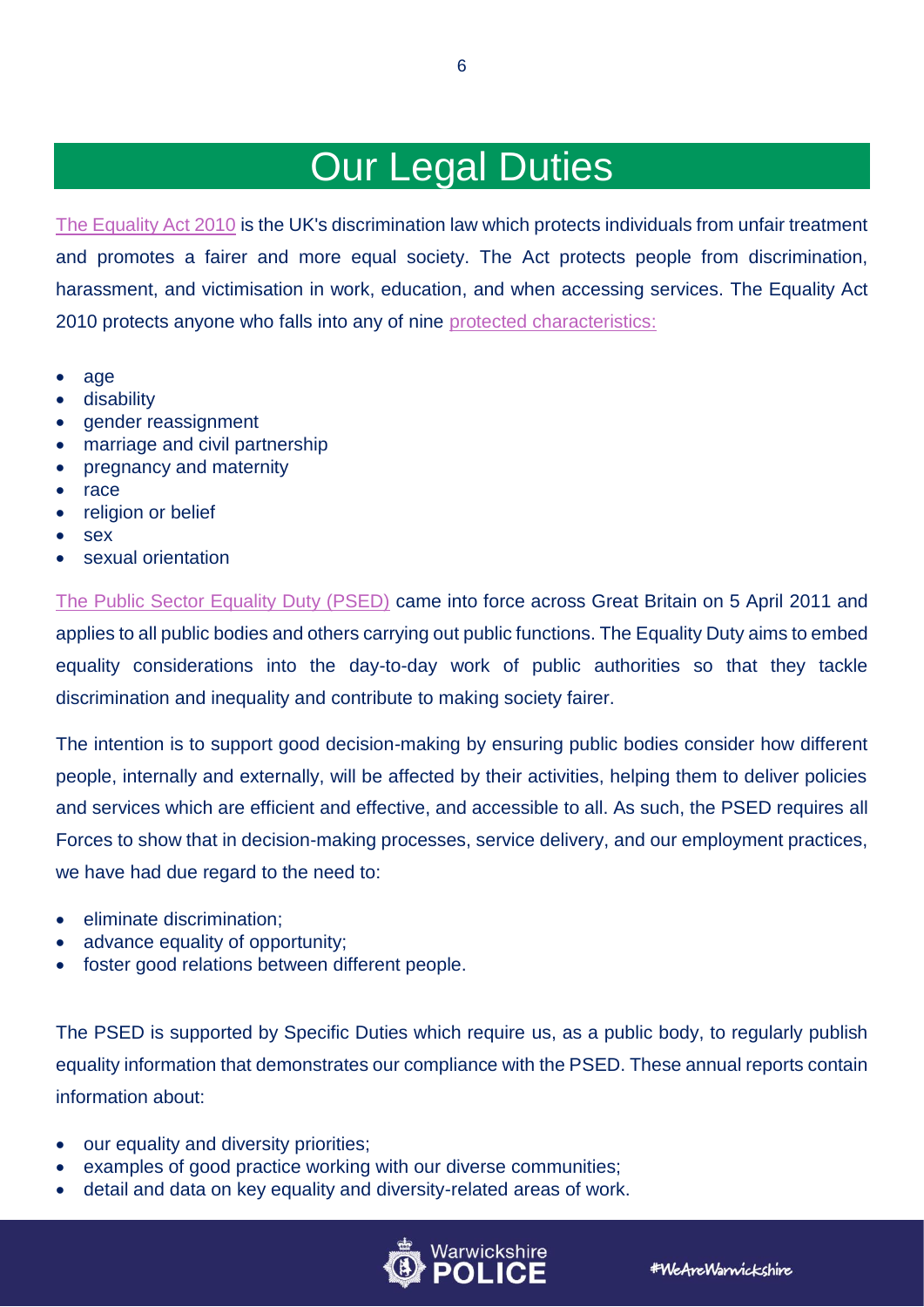# Our Legal Duties

The Equality Act 2010 is the UK's discrimination law which protects individuals from unfair treatment and promotes a fairer and more equal society. The Act protects people from discrimination, harassment, and victimisation in work, education, and when accessing services. The Equality Act 2010 protects anyone who falls into any of nine protected characteristics:

- age
- disability
- gender reassignment
- marriage and civil partnership
- pregnancy and maternity
- race
- religion or belief
- sex
- sexual orientation

The Public Sector Equality Duty (PSED) came into force across Great Britain on 5 April 2011 and applies to all public bodies and others carrying out public functions. The Equality Duty aims to embed equality considerations into the day-to-day work of public authorities so that they tackle discrimination and inequality and contribute to making society fairer.

The intention is to support good decision-making by ensuring public bodies consider how different people, internally and externally, will be affected by their activities, helping them to deliver policies and services which are efficient and effective, and accessible to all. As such, the PSED requires all Forces to show that in decision-making processes, service delivery, and our employment practices, we have had due regard to the need to:

- eliminate discrimination;
- advance equality of opportunity;
- foster good relations between different people.

The PSED is supported by Specific Duties which require us, as a public body, to regularly publish equality information that demonstrates our compliance with the PSED. These annual reports contain information about:

- our equality and diversity priorities;
- examples of good practice working with our diverse communities;
- detail and data on key equality and diversity-related areas of work.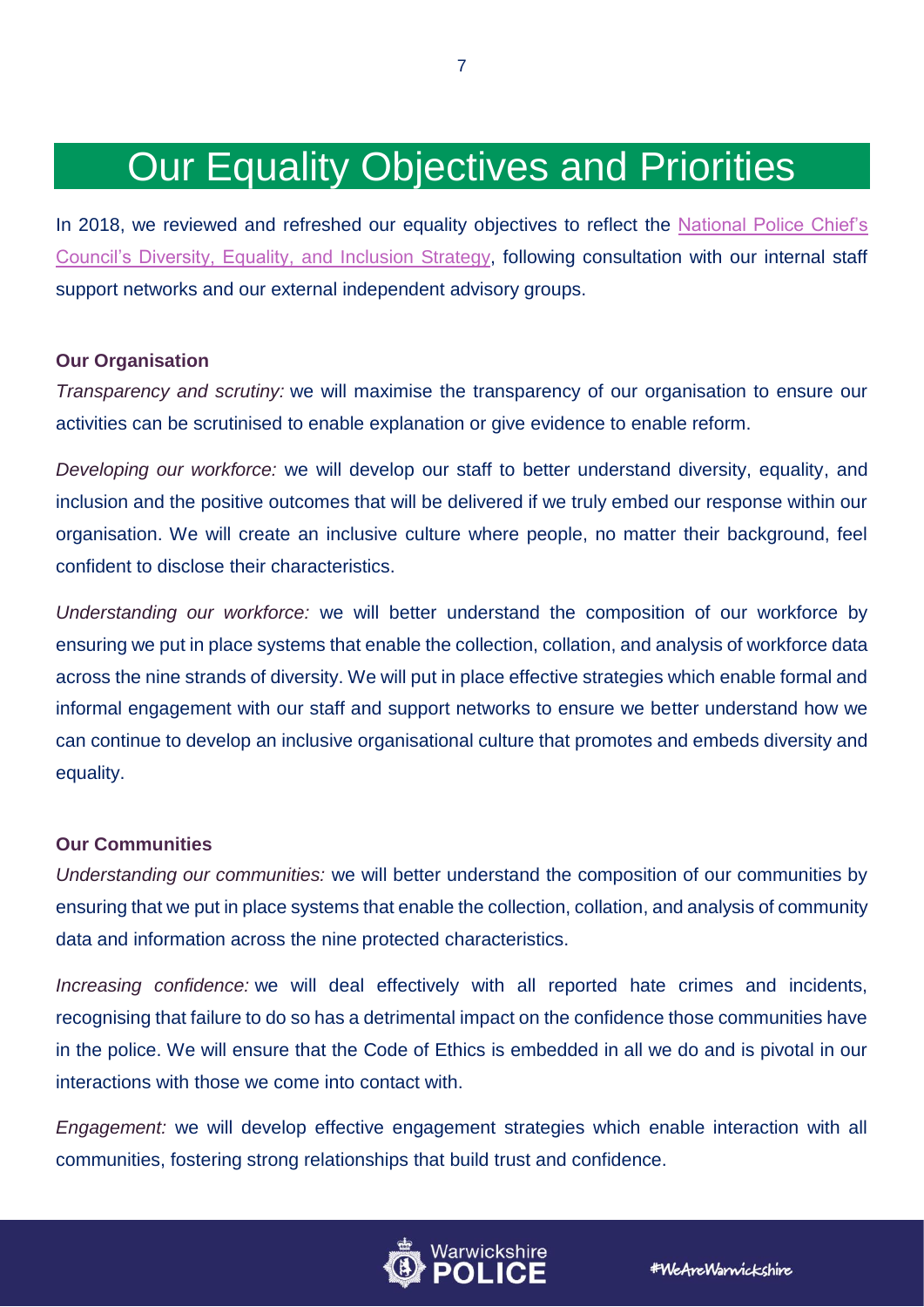# Our Equality Objectives and Priorities

In 2018, we reviewed and refreshed our equality objectives to reflect the National Police Chief's Council's Diversity, Equality, and Inclusion Strategy, following consultation with our internal staff support networks and our external independent advisory groups.

**Our Organisation**

*Transparency and scrutiny:* we will maximise the transparency of our organisation to ensure our activities can be scrutinised to enable explanation or give evidence to enable reform.

*Developing our workforce:* we will develop our staff to better understand diversity, equality, and inclusion and the positive outcomes that will be delivered if we truly embed our response within our organisation. We will create an inclusive culture where people, no matter their background, feel confident to disclose their characteristics.

*Understanding our workforce:* we will better understand the composition of our workforce by ensuring we put in place systems that enable the collection, collation, and analysis of workforce data across the nine strands of diversity. We will put in place effective strategies which enable formal and informal engagement with our staff and support networks to ensure we better understand how we can continue to develop an inclusive organisational culture that promotes and embeds diversity and equality.

**Our Communities**

*Understanding our communities:* we will better understand the composition of our communities by ensuring that we put in place systems that enable the collection, collation, and analysis of community data and information across the nine protected characteristics.

*Increasing confidence:* we will deal effectively with all reported hate crimes and incidents, recognising that failure to do so has a detrimental impact on the confidence those communities have in the police. We will ensure that the Code of Ethics is embedded in all we do and is pivotal in our interactions with those we come into contact with.

*Engagement:* we will develop effective engagement strategies which enable interaction with all communities, fostering strong relationships that build trust and confidence.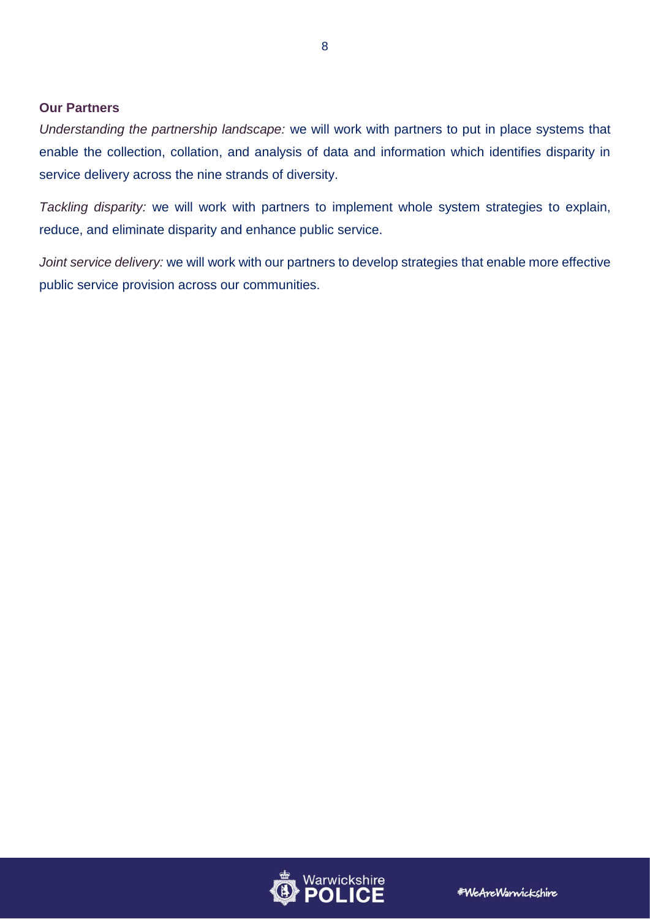### Our Partners

*Understanding the partnership landscape:* we will work with partners to put in place systems that enable the collection, collation, and analysis of data and information which identifies disparity in service delivery across the nine strands of diversity.

*Tackling disparity:* we will work with partners to implement whole system strategies to explain, reduce, and eliminate disparity and enhance public service.

*Joint service delivery:* we will work with our partners to develop strategies that enable more effective public service provision across our communities.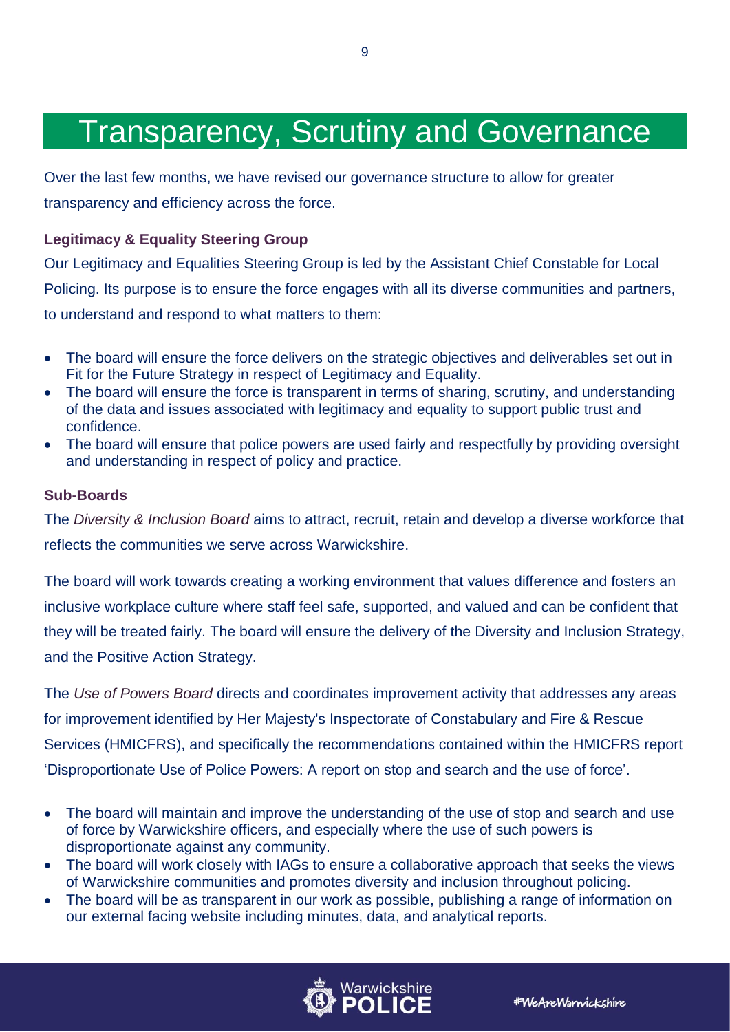# Transparency, Scrutiny and Governance

Over the last few months, we have revised our governance structure to allow for greater transparency and efficiency across the force.

### Legitimacy & Equality Steering Group

Our Legitimacy and Equalities Steering Group is led by the Assistant Chief Constable for Local Policing. Its purpose is to ensure the force engages with all its diverse communities and partners, to understand and respond to what matters to them:

- The board will ensure the force delivers on the strategic objectives and deliverables set out in Fit for the Future Strategy in respect of Legitimacy and Equality.
- The board will ensure the force is transparent in terms of sharing, scrutiny, and understanding of the data and issues associated with legitimacy and equality to support public trust and confidence.
- The board will ensure that police powers are used fairly and respectfully by providing oversight and understanding in respect of policy and practice.

### Sub-Boards

The *Diversity & Inclusion Board* aims to attract, recruit, retain and develop a diverse workforce that reflects the communities we serve across Warwickshire.

The board will work towards creating a working environment that values difference and fosters an inclusive workplace culture where staff feel safe, supported, and valued and can be confident that they will be treated fairly. The board will ensure the delivery of the Diversity and Inclusion Strategy, and the Positive Action Strategy.

The *Use of Powers Board* directs and coordinates improvement activity that addresses any areas for improvement identified by Her Majesty's Inspectorate of Constabulary and Fire & Rescue Services (HMICFRS), and specifically the recommendations contained within the HMICFRS report 'Disproportionate Use of Police Powers: A report on stop and search and the use of force'.

- The board will maintain and improve the understanding of the use of stop and search and use of force by Warwickshire officers, and especially where the use of such powers is disproportionate against any community.
- The board will work closely with IAGs to ensure a collaborative approach that seeks the views of Warwickshire communities and promotes diversity and inclusion throughout policing.
- The board will be as transparent in our work as possible, publishing a range of information on our external facing website including minutes, data, and analytical reports.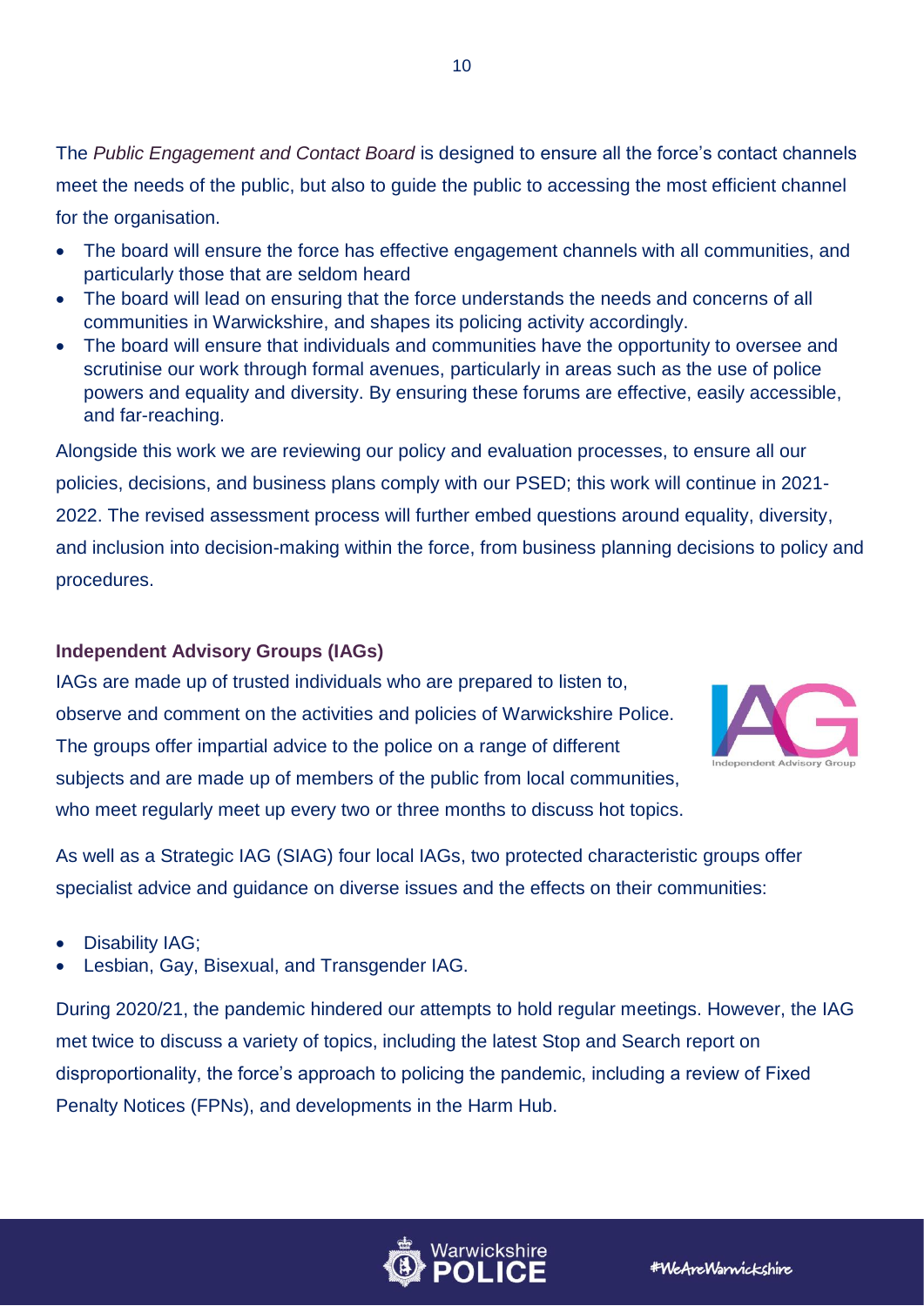The *Public Engagement and Contact Board* is designed to ensure all the force's contact channels meet the needs of the public, but also to guide the public to accessing the most efficient channel for the organisation.

- The board will ensure the force has effective engagement channels with all communities, and particularly those that are seldom heard
- The board will lead on ensuring that the force understands the needs and concerns of all communities in Warwickshire, and shapes its policing activity accordingly.
- The board will ensure that individuals and communities have the opportunity to oversee and scrutinise our work through formal avenues, particularly in areas such as the use of police powers and equality and diversity. By ensuring these forums are effective, easily accessible, and far-reaching.

Alongside this work we are reviewing our policy and evaluation processes, to ensure all our policies, decisions, and business plans comply with our PSED; this work will continue in 2021-2022. The revised assessment process will further embed questions around equality, diversity, and inclusion into decision-making within the force, from business planning decisions to policy and procedures.

**Independent Advisory Groups (IAGs)**

IAGs are made up of trusted individuals who are prepared to listen to, observe and comment on the activities and policies of Warwickshire Police. The groups offer impartial advice to the police on a range of different subjects and are made up of members of the public from local communities, who meet regularly meet up every two or three months to discuss hot topics.

As well as a Strategic IAG (SIAG) four local IAGs, two protected characteristic groups offer specialist advice and guidance on diverse issues and the effects on their communities:

- Disability IAG;
- Lesbian, Gay, Bisexual, and Transgender IAG.

During 2020/21, the pandemic hindered our attempts to hold regular meetings. However, the IAG met twice to discuss a variety of topics, including the latest Stop and Search report on disproportionality, the force's approach to policing the pandemic, including a review of Fixed Penalty Notices (FPNs), and developments in the Harm Hub.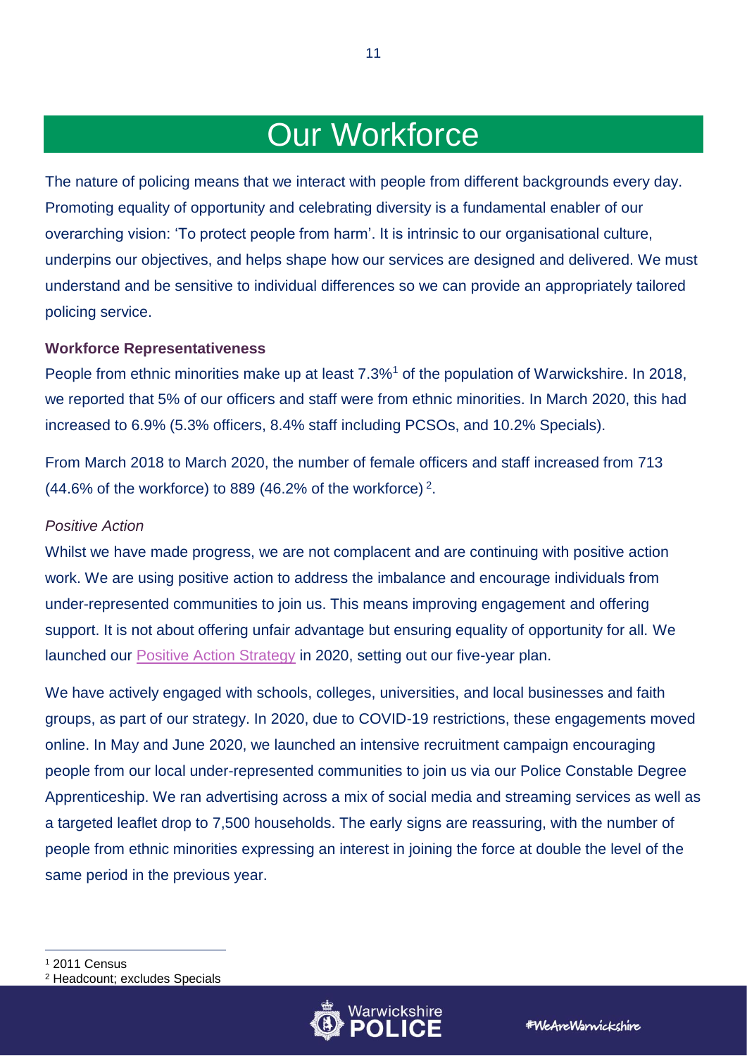# Our Workforce

The nature of policing means that we interact with people from different backgrounds every day. Promoting equality of opportunity and celebrating diversity is a fundamental enabler of our overarching vision: 'To protect people from harm'. It is intrinsic to our organisational culture, underpins our objectives, and helps shape how our services are designed and delivered. We must understand and be sensitive to individual differences so we can provide an appropriately tailored policing service.

**Workforce Representativeness**

People from ethnic minorities make up at least 7.3%[1] of the population of Warwickshire. In 2018, we reported that 5% of our officers and staff were from ethnic minorities. In March 2020, this had increased to 6.9% (5.3% officers, 8.4% staff including PCSOs, and 10.2% Specials).

From March 2018 to March 2020, the number of female officers and staff increased from 713 (44.6% of the workforce) to 889 (46.2% of the workforce)[2].

*Positive Action*

Whilst we have made progress, we are not complacent and are continuing with positive action work. We are using positive action to address the imbalance and encourage individuals from under-represented communities to join us. This means improving engagement and offering support. It is not about offering unfair advantage but ensuring equality of opportunity for all. We launched our Positive Action Strategy in 2020, setting out our five-year plan.

We have actively engaged with schools, colleges, universities, and local businesses and faith groups, as part of our strategy. In 2020, due to COVID-19 restrictions, these engagements moved online. In May and June 2020, we launched an intensive recruitment campaign encouraging people from our local under-represented communities to join us via our Police Constable Degree Apprenticeship. We ran advertising across a mix of social media and streaming services as well as a targeted leaflet drop to 7,500 households. The early signs are reassuring, with the number of people from ethnic minorities expressing an interest in joining the force at double the level of the same period in the previous year.

[1] 2011 Census

[2] Headcount; excludes Specials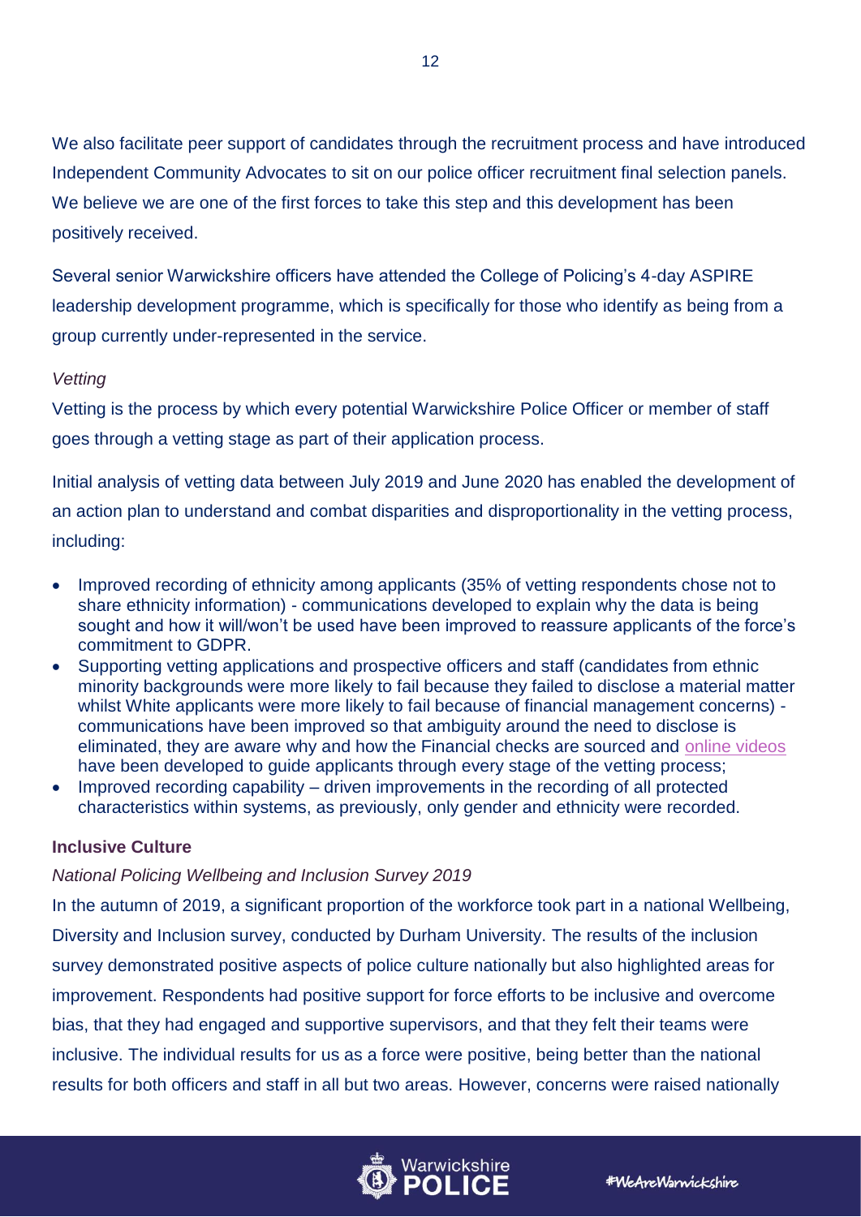We also facilitate peer support of candidates through the recruitment process and have introduced Independent Community Advocates to sit on our police officer recruitment final selection panels. We believe we are one of the first forces to take this step and this development has been positively received.

Several senior Warwickshire officers have attended the College of Policing's 4-day ASPIRE leadership development programme, which is specifically for those who identify as being from a group currently under-represented in the service.

*Vetting*

Vetting is the process by which every potential Warwickshire Police Officer or member of staff goes through a vetting stage as part of their application process.

Initial analysis of vetting data between July 2019 and June 2020 has enabled the development of an action plan to understand and combat disparities and disproportionality in the vetting process, including:

- Improved recording of ethnicity among applicants (35% of vetting respondents chose not to share ethnicity information) - communications developed to explain why the data is being sought and how it will/won't be used have been improved to reassure applicants of the force's commitment to GDPR.
- Supporting vetting applications and prospective officers and staff (candidates from ethnic minority backgrounds were more likely to fail because they failed to disclose a material matter whilst White applicants were more likely to fail because of financial management concerns) - communications have been improved so that ambiguity around the need to disclose is eliminated, they are aware why and how the Financial checks are sourced and online videos have been developed to guide applicants through every stage of the vetting process;
- Improved recording capability – driven improvements in the recording of all protected characteristics within systems, as previously, only gender and ethnicity were recorded.

**Inclusive Culture**

*National Policing Wellbeing and Inclusion Survey 2019*

In the autumn of 2019, a significant proportion of the workforce took part in a national Wellbeing, Diversity and Inclusion survey, conducted by Durham University. The results of the inclusion survey demonstrated positive aspects of police culture nationally but also highlighted areas for improvement. Respondents had positive support for force efforts to be inclusive and overcome bias, that they had engaged and supportive supervisors, and that they felt their teams were inclusive. The individual results for us as a force were positive, being better than the national results for both officers and staff in all but two areas. However, concerns were raised nationally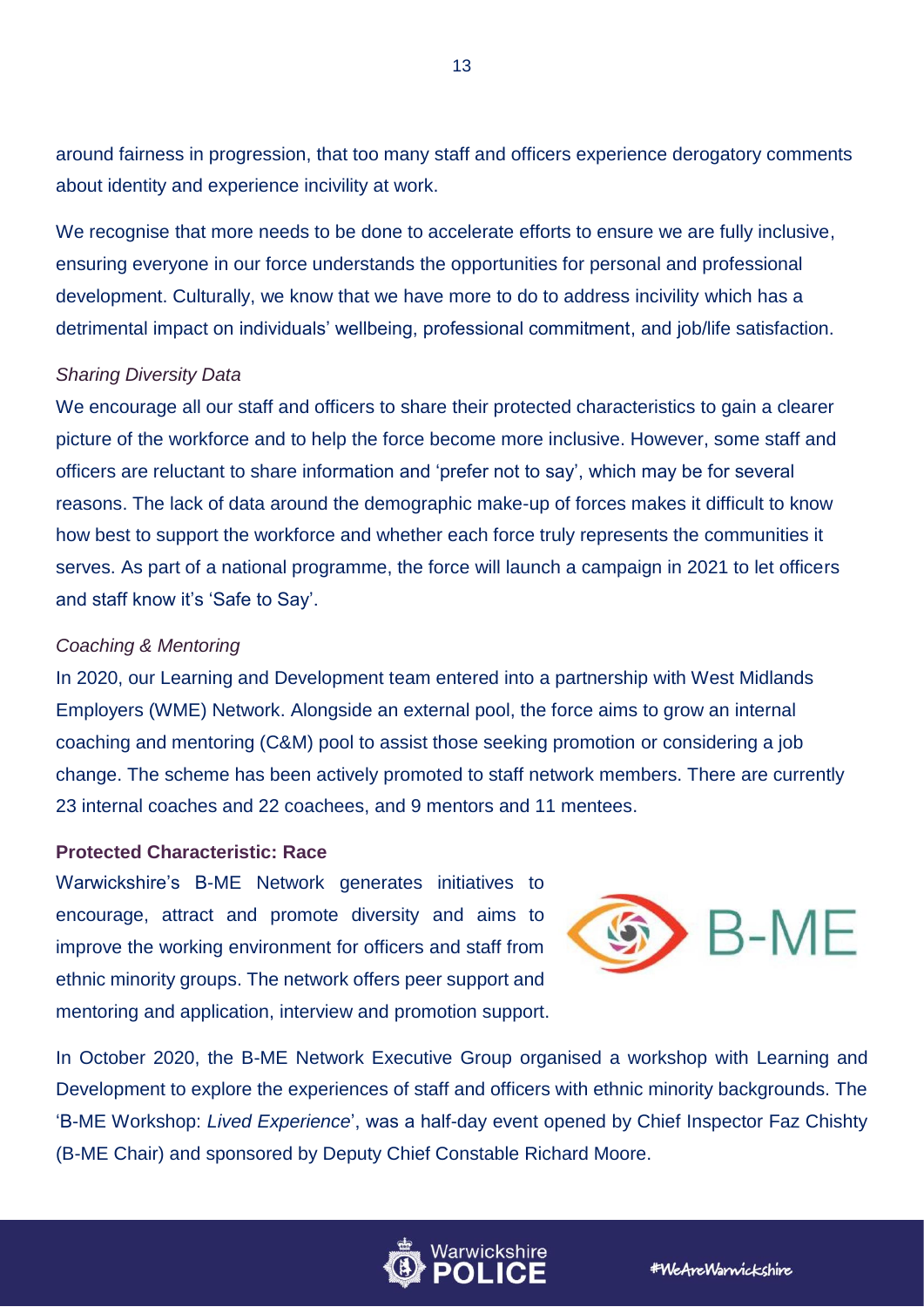around fairness in progression, that too many staff and officers experience derogatory comments about identity and experience incivility at work.

We recognise that more needs to be done to accelerate efforts to ensure we are fully inclusive, ensuring everyone in our force understands the opportunities for personal and professional development. Culturally, we know that we have more to do to address incivility which has a detrimental impact on individuals' wellbeing, professional commitment, and job/life satisfaction.

*Sharing Diversity Data*

We encourage all our staff and officers to share their protected characteristics to gain a clearer picture of the workforce and to help the force become more inclusive. However, some staff and officers are reluctant to share information and 'prefer not to say', which may be for several reasons. The lack of data around the demographic make-up of forces makes it difficult to know how best to support the workforce and whether each force truly represents the communities it serves. As part of a national programme, the force will launch a campaign in 2021 to let officers and staff know it's 'Safe to Say'.

*Coaching & Mentoring*

In 2020, our Learning and Development team entered into a partnership with West Midlands Employers (WME) Network. Alongside an external pool, the force aims to grow an internal coaching and mentoring (C&M) pool to assist those seeking promotion or considering a job change. The scheme has been actively promoted to staff network members. There are currently 23 internal coaches and 22 coachees, and 9 mentors and 11 mentees.

**Protected Characteristic: Race**

Warwickshire's B-ME Network generates initiatives to encourage, attract and promote diversity and aims to improve the working environment for officers and staff from ethnic minority groups. The network offers peer support and mentoring and application, interview and promotion support.

In October 2020, the B-ME Network Executive Group organised a workshop with Learning and Development to explore the experiences of staff and officers with ethnic minority backgrounds. The 'B-ME Workshop: *Lived Experience*', was a half-day event opened by Chief Inspector Faz Chishty (B-ME Chair) and sponsored by Deputy Chief Constable Richard Moore.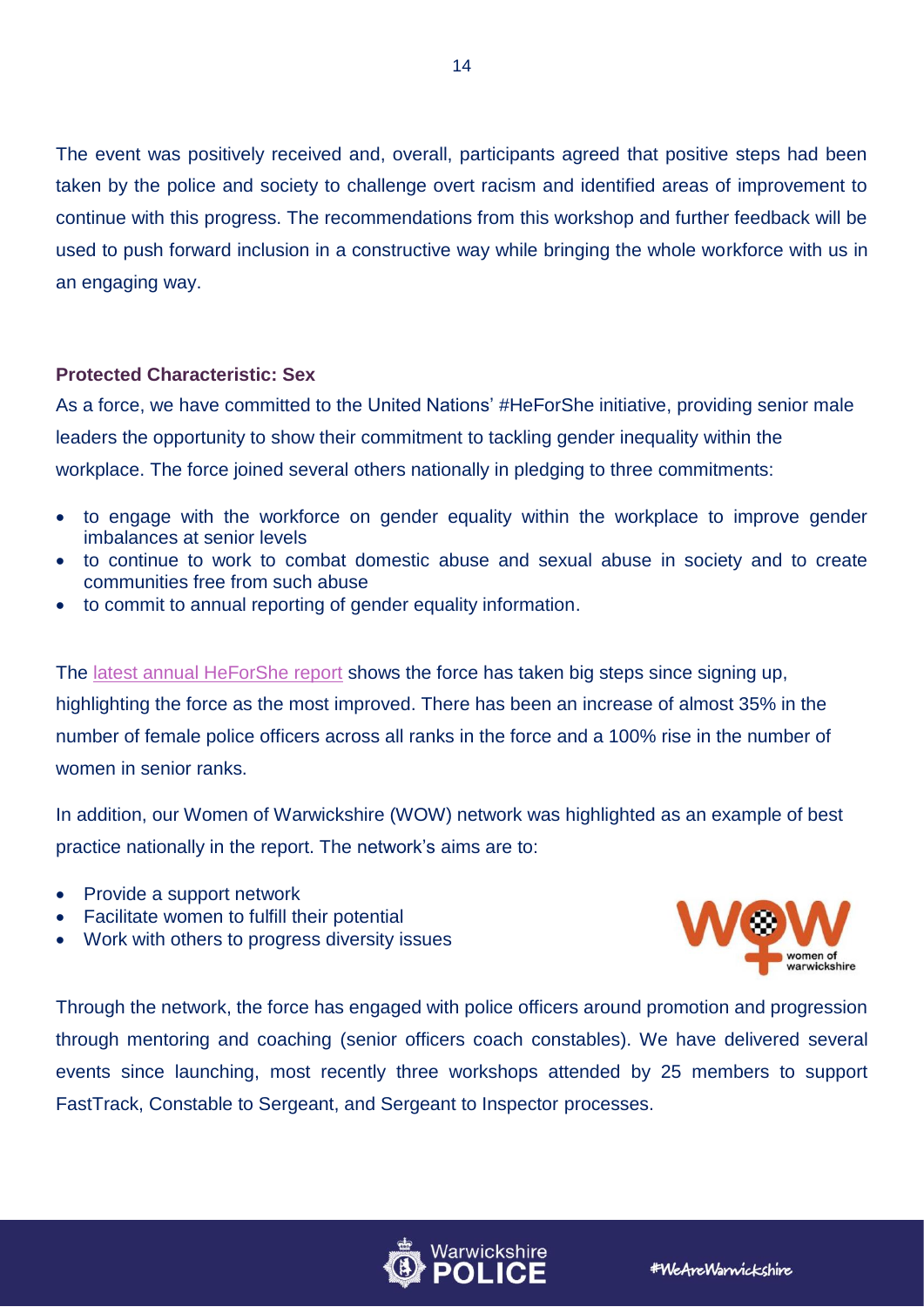The event was positively received and, overall, participants agreed that positive steps had been taken by the police and society to challenge overt racism and identified areas of improvement to continue with this progress. The recommendations from this workshop and further feedback will be used to push forward inclusion in a constructive way while bringing the whole workforce with us in an engaging way.

### Protected Characteristic: Sex

As a force, we have committed to the United Nations' #HeForShe initiative, providing senior male leaders the opportunity to show their commitment to tackling gender inequality within the workplace. The force joined several others nationally in pledging to three commitments:

- to engage with the workforce on gender equality within the workplace to improve gender imbalances at senior levels
- to continue to work to combat domestic abuse and sexual abuse in society and to create communities free from such abuse
- to commit to annual reporting of gender equality information.

The latest annual HeForShe report shows the force has taken big steps since signing up, highlighting the force as the most improved. There has been an increase of almost 35% in the number of female police officers across all ranks in the force and a 100% rise in the number of women in senior ranks.

In addition, our Women of Warwickshire (WOW) network was highlighted as an example of best practice nationally in the report. The network's aims are to:

- Provide a support network
- Facilitate women to fulfill their potential
- Work with others to progress diversity issues

Through the network, the force has engaged with police officers around promotion and progression through mentoring and coaching (senior officers coach constables). We have delivered several events since launching, most recently three workshops attended by 25 members to support FastTrack, Constable to Sergeant, and Sergeant to Inspector processes.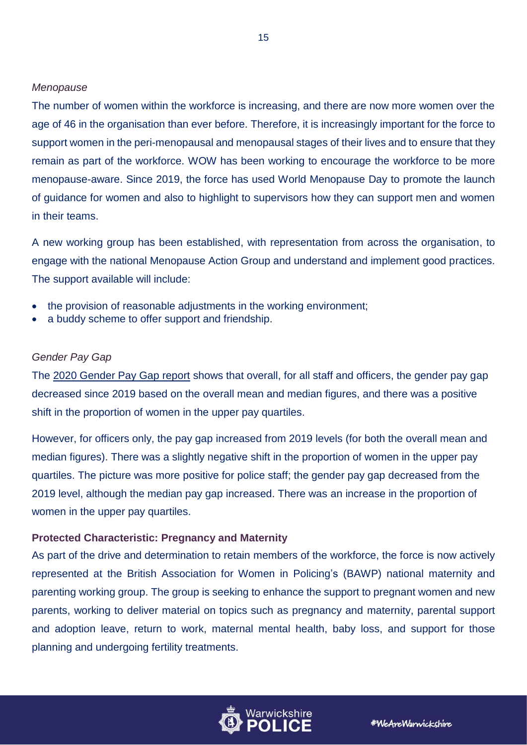*Menopause*

The number of women within the workforce is increasing, and there are now more women over the age of 46 in the organisation than ever before. Therefore, it is increasingly important for the force to support women in the peri-menopausal and menopausal stages of their lives and to ensure that they remain as part of the workforce. WOW has been working to encourage the workforce to be more menopause-aware. Since 2019, the force has used World Menopause Day to promote the launch of guidance for women and also to highlight to supervisors how they can support men and women in their teams.

A new working group has been established, with representation from across the organisation, to engage with the national Menopause Action Group and understand and implement good practices. The support available will include:

- the provision of reasonable adjustments in the working environment;
- a buddy scheme to offer support and friendship.

*Gender Pay Gap*

The 2020 Gender Pay Gap report shows that overall, for all staff and officers, the gender pay gap decreased since 2019 based on the overall mean and median figures, and there was a positive shift in the proportion of women in the upper pay quartiles.

However, for officers only, the pay gap increased from 2019 levels (for both the overall mean and median figures). There was a slightly negative shift in the proportion of women in the upper pay quartiles. The picture was more positive for police staff; the gender pay gap decreased from the 2019 level, although the median pay gap increased. There was an increase in the proportion of women in the upper pay quartiles.

**Protected Characteristic: Pregnancy and Maternity**

As part of the drive and determination to retain members of the workforce, the force is now actively represented at the British Association for Women in Policing's (BAWP) national maternity and parenting working group. The group is seeking to enhance the support to pregnant women and new parents, working to deliver material on topics such as pregnancy and maternity, parental support and adoption leave, return to work, maternal mental health, baby loss, and support for those planning and undergoing fertility treatments.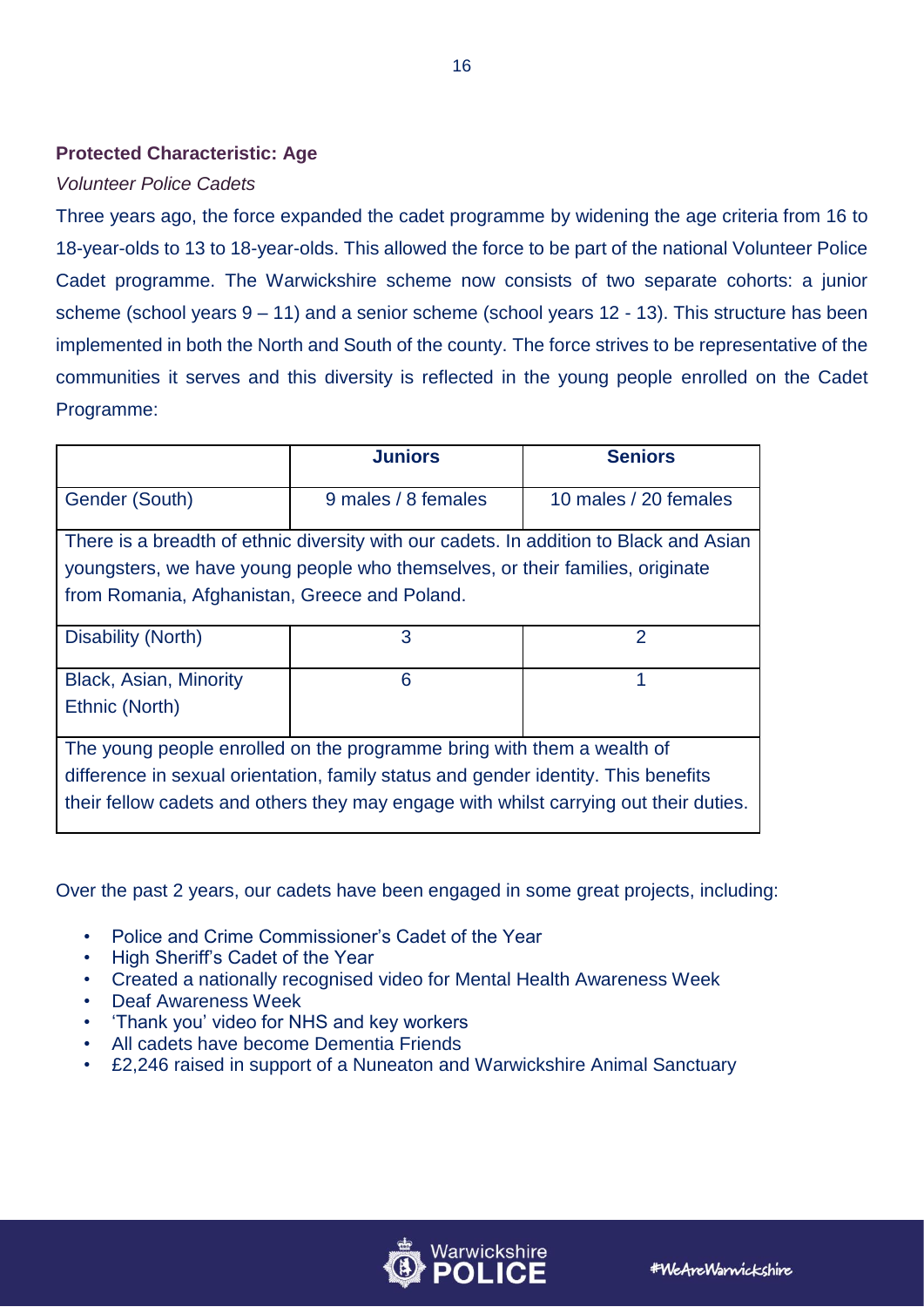**Protected Characteristic: Age**

*Volunteer Police Cadets*

Three years ago, the force expanded the cadet programme by widening the age criteria from 16 to 18-year-olds to 13 to 18-year-olds. This allowed the force to be part of the national Volunteer Police Cadet programme. The Warwickshire scheme now consists of two separate cohorts: a junior scheme (school years 9 – 11) and a senior scheme (school years 12 - 13). This structure has been implemented in both the North and South of the county. The force strives to be representative of the communities it serves and this diversity is reflected in the young people enrolled on the Cadet Programme:

| | Juniors | Seniors |
|---|---|---|
| Gender (South) | 9 males / 8 females | 10 males / 20 females |
| There is a breadth of ethnic diversity with our cadets. In addition to Black and Asian youngsters, we have young people who themselves, or their families, originate from Romania, Afghanistan, Greece and Poland. | | |
| Disability (North) | 3 | 2 |
| Black, Asian, Minority Ethnic (North) | 6 | 1 |
| The young people enrolled on the programme bring with them a wealth of difference in sexual orientation, family status and gender identity. This benefits their fellow cadets and others they may engage with whilst carrying out their duties. | | |

Over the past 2 years, our cadets have been engaged in some great projects, including:

- Police and Crime Commissioner's Cadet of the Year
- High Sheriff's Cadet of the Year
- Created a nationally recognised video for Mental Health Awareness Week
- Deaf Awareness Week
- 'Thank you' video for NHS and key workers
- All cadets have become Dementia Friends
- £2,246 raised in support of a Nuneaton and Warwickshire Animal Sanctuary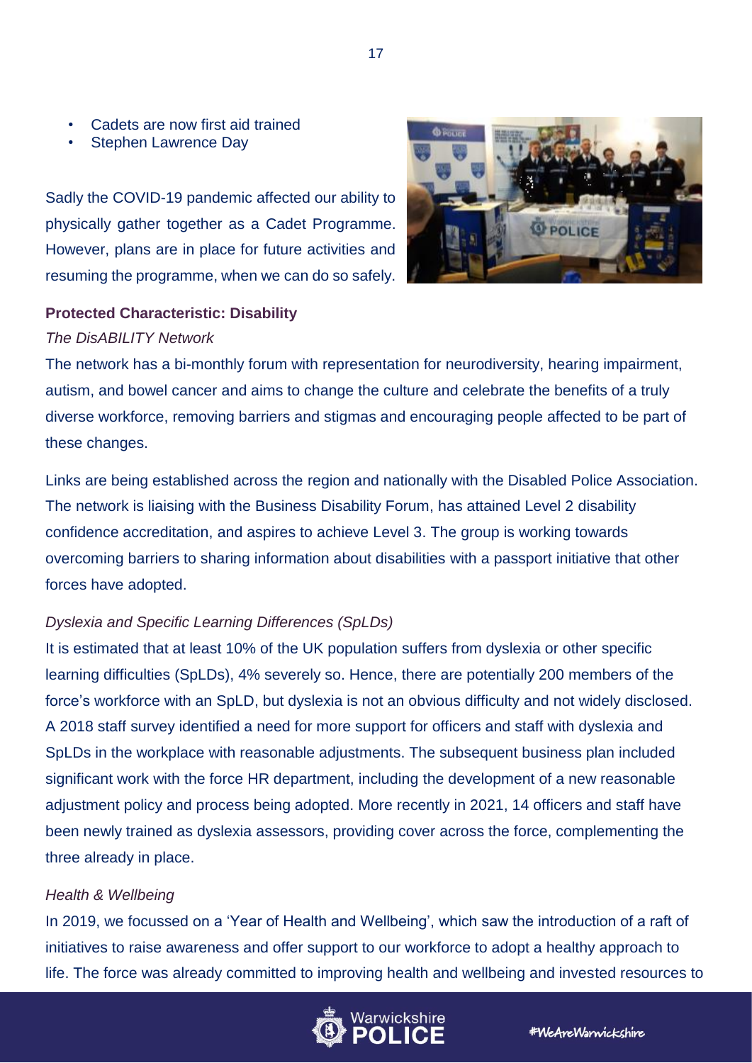- Cadets are now first aid trained
- Stephen Lawrence Day

Sadly the COVID-19 pandemic affected our ability to physically gather together as a Cadet Programme. However, plans are in place for future activities and resuming the programme, when we can do so safely.

**Protected Characteristic: Disability**

*The DisABILITY Network*

The network has a bi-monthly forum with representation for neurodiversity, hearing impairment, autism, and bowel cancer and aims to change the culture and celebrate the benefits of a truly diverse workforce, removing barriers and stigmas and encouraging people affected to be part of these changes.

Links are being established across the region and nationally with the Disabled Police Association. The network is liaising with the Business Disability Forum, has attained Level 2 disability confidence accreditation, and aspires to achieve Level 3. The group is working towards overcoming barriers to sharing information about disabilities with a passport initiative that other forces have adopted.

*Dyslexia and Specific Learning Differences (SpLDs)*

It is estimated that at least 10% of the UK population suffers from dyslexia or other specific learning difficulties (SpLDs), 4% severely so. Hence, there are potentially 200 members of the force's workforce with an SpLD, but dyslexia is not an obvious difficulty and not widely disclosed. A 2018 staff survey identified a need for more support for officers and staff with dyslexia and SpLDs in the workplace with reasonable adjustments. The subsequent business plan included significant work with the force HR department, including the development of a new reasonable adjustment policy and process being adopted. More recently in 2021, 14 officers and staff have been newly trained as dyslexia assessors, providing cover across the force, complementing the three already in place.

*Health & Wellbeing*

In 2019, we focussed on a 'Year of Health and Wellbeing', which saw the introduction of a raft of initiatives to raise awareness and offer support to our workforce to adopt a healthy approach to life. The force was already committed to improving health and wellbeing and invested resources to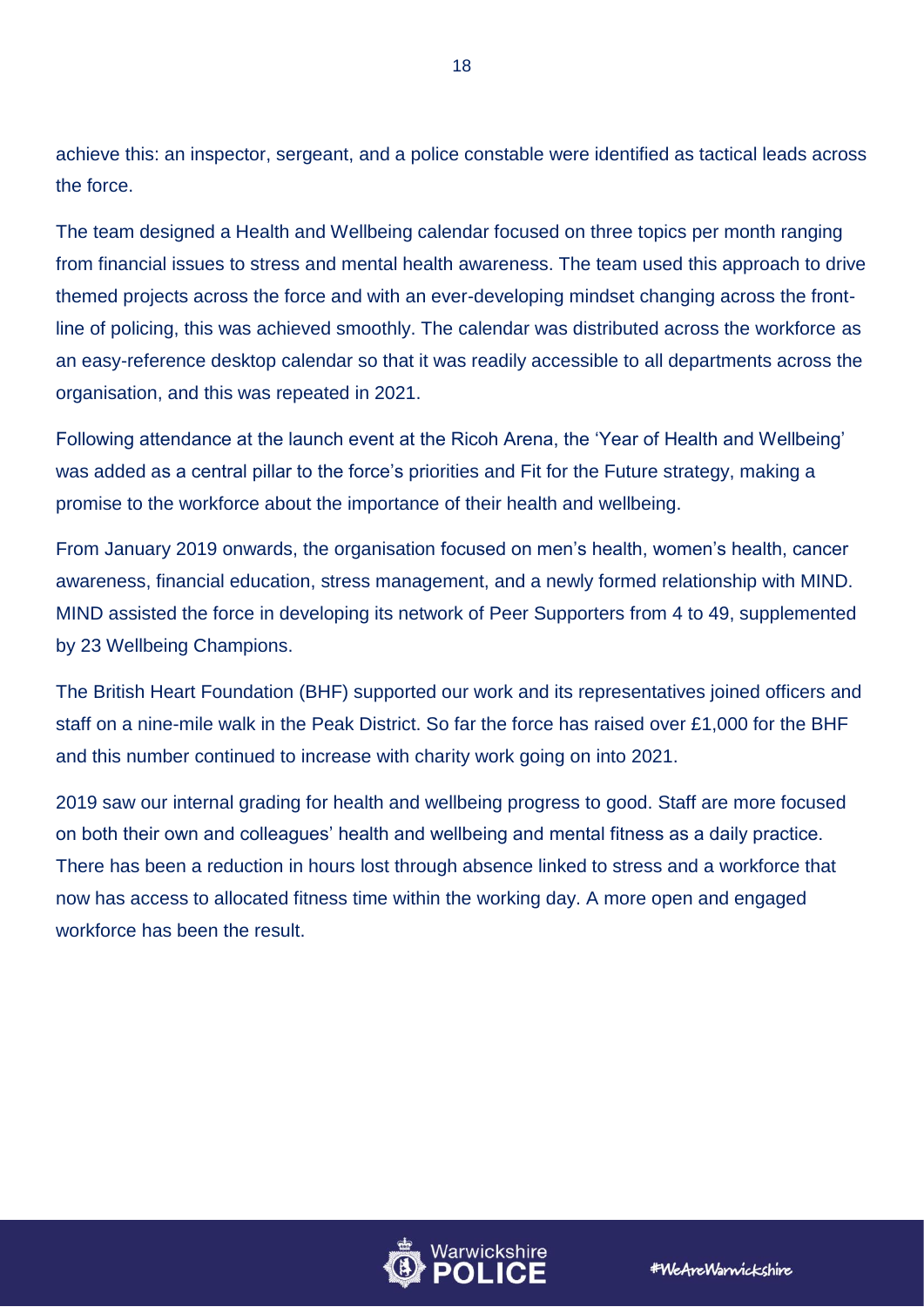achieve this: an inspector, sergeant, and a police constable were identified as tactical leads across the force.

The team designed a Health and Wellbeing calendar focused on three topics per month ranging from financial issues to stress and mental health awareness. The team used this approach to drive themed projects across the force and with an ever-developing mindset changing across the front-line of policing, this was achieved smoothly. The calendar was distributed across the workforce as an easy-reference desktop calendar so that it was readily accessible to all departments across the organisation, and this was repeated in 2021.

Following attendance at the launch event at the Ricoh Arena, the 'Year of Health and Wellbeing' was added as a central pillar to the force's priorities and Fit for the Future strategy, making a promise to the workforce about the importance of their health and wellbeing.

From January 2019 onwards, the organisation focused on men's health, women's health, cancer awareness, financial education, stress management, and a newly formed relationship with MIND. MIND assisted the force in developing its network of Peer Supporters from 4 to 49, supplemented by 23 Wellbeing Champions.

The British Heart Foundation (BHF) supported our work and its representatives joined officers and staff on a nine-mile walk in the Peak District. So far the force has raised over £1,000 for the BHF and this number continued to increase with charity work going on into 2021.

2019 saw our internal grading for health and wellbeing progress to good. Staff are more focused on both their own and colleagues' health and wellbeing and mental fitness as a daily practice. There has been a reduction in hours lost through absence linked to stress and a workforce that now has access to allocated fitness time within the working day. A more open and engaged workforce has been the result.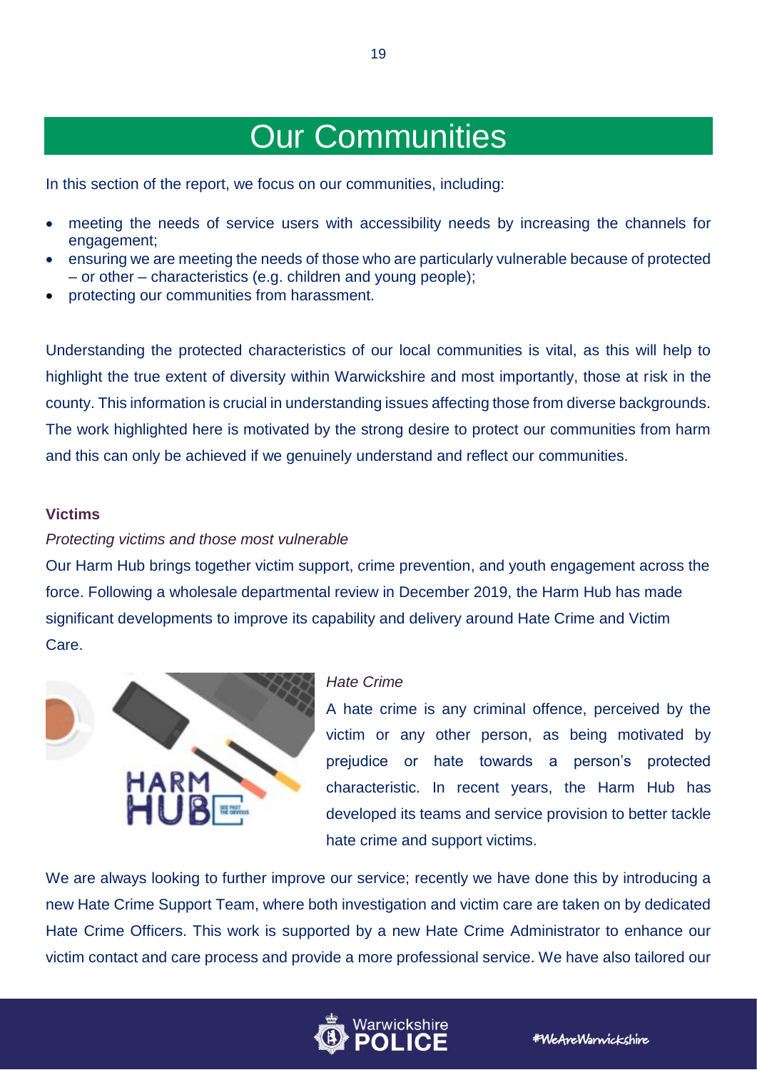# Our Communities

In this section of the report, we focus on our communities, including:

- meeting the needs of service users with accessibility needs by increasing the channels for engagement;
- ensuring we are meeting the needs of those who are particularly vulnerable because of protected – or other – characteristics (e.g. children and young people);
- protecting our communities from harassment.

Understanding the protected characteristics of our local communities is vital, as this will help to highlight the true extent of diversity within Warwickshire and most importantly, those at risk in the county. This information is crucial in understanding issues affecting those from diverse backgrounds. The work highlighted here is motivated by the strong desire to protect our communities from harm and this can only be achieved if we genuinely understand and reflect our communities.

**Victims**

*Protecting victims and those most vulnerable*

Our Harm Hub brings together victim support, crime prevention, and youth engagement across the force. Following a wholesale departmental review in December 2019, the Harm Hub has made significant developments to improve its capability and delivery around Hate Crime and Victim Care.

*Hate Crime*

A hate crime is any criminal offence, perceived by the victim or any other person, as being motivated by prejudice or hate towards a person's protected characteristic. In recent years, the Harm Hub has developed its teams and service provision to better tackle hate crime and support victims.

We are always looking to further improve our service; recently we have done this by introducing a new Hate Crime Support Team, where both investigation and victim care are taken on by dedicated Hate Crime Officers. This work is supported by a new Hate Crime Administrator to enhance our victim contact and care process and provide a more professional service. We have also tailored our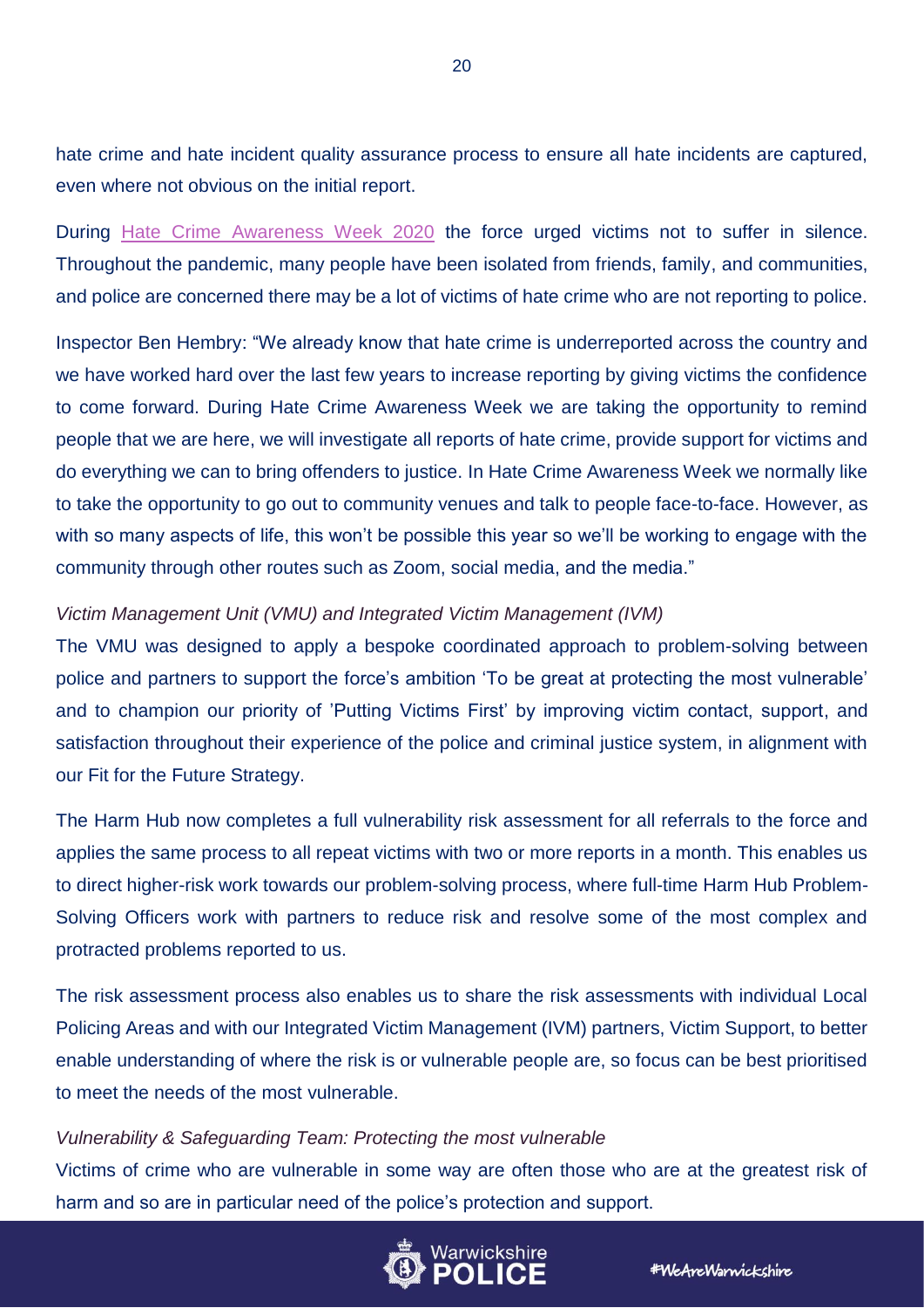hate crime and hate incident quality assurance process to ensure all hate incidents are captured, even where not obvious on the initial report.

During Hate Crime Awareness Week 2020 the force urged victims not to suffer in silence. Throughout the pandemic, many people have been isolated from friends, family, and communities, and police are concerned there may be a lot of victims of hate crime who are not reporting to police.

Inspector Ben Hembry: "We already know that hate crime is underreported across the country and we have worked hard over the last few years to increase reporting by giving victims the confidence to come forward. During Hate Crime Awareness Week we are taking the opportunity to remind people that we are here, we will investigate all reports of hate crime, provide support for victims and do everything we can to bring offenders to justice. In Hate Crime Awareness Week we normally like to take the opportunity to go out to community venues and talk to people face-to-face. However, as with so many aspects of life, this won't be possible this year so we'll be working to engage with the community through other routes such as Zoom, social media, and the media."

*Victim Management Unit (VMU) and Integrated Victim Management (IVM)*

The VMU was designed to apply a bespoke coordinated approach to problem-solving between police and partners to support the force's ambition 'To be great at protecting the most vulnerable' and to champion our priority of 'Putting Victims First' by improving victim contact, support, and satisfaction throughout their experience of the police and criminal justice system, in alignment with our Fit for the Future Strategy.

The Harm Hub now completes a full vulnerability risk assessment for all referrals to the force and applies the same process to all repeat victims with two or more reports in a month. This enables us to direct higher-risk work towards our problem-solving process, where full-time Harm Hub Problem-Solving Officers work with partners to reduce risk and resolve some of the most complex and protracted problems reported to us.

The risk assessment process also enables us to share the risk assessments with individual Local Policing Areas and with our Integrated Victim Management (IVM) partners, Victim Support, to better enable understanding of where the risk is or vulnerable people are, so focus can be best prioritised to meet the needs of the most vulnerable.

*Vulnerability & Safeguarding Team: Protecting the most vulnerable*

Victims of crime who are vulnerable in some way are often those who are at the greatest risk of harm and so are in particular need of the police's protection and support.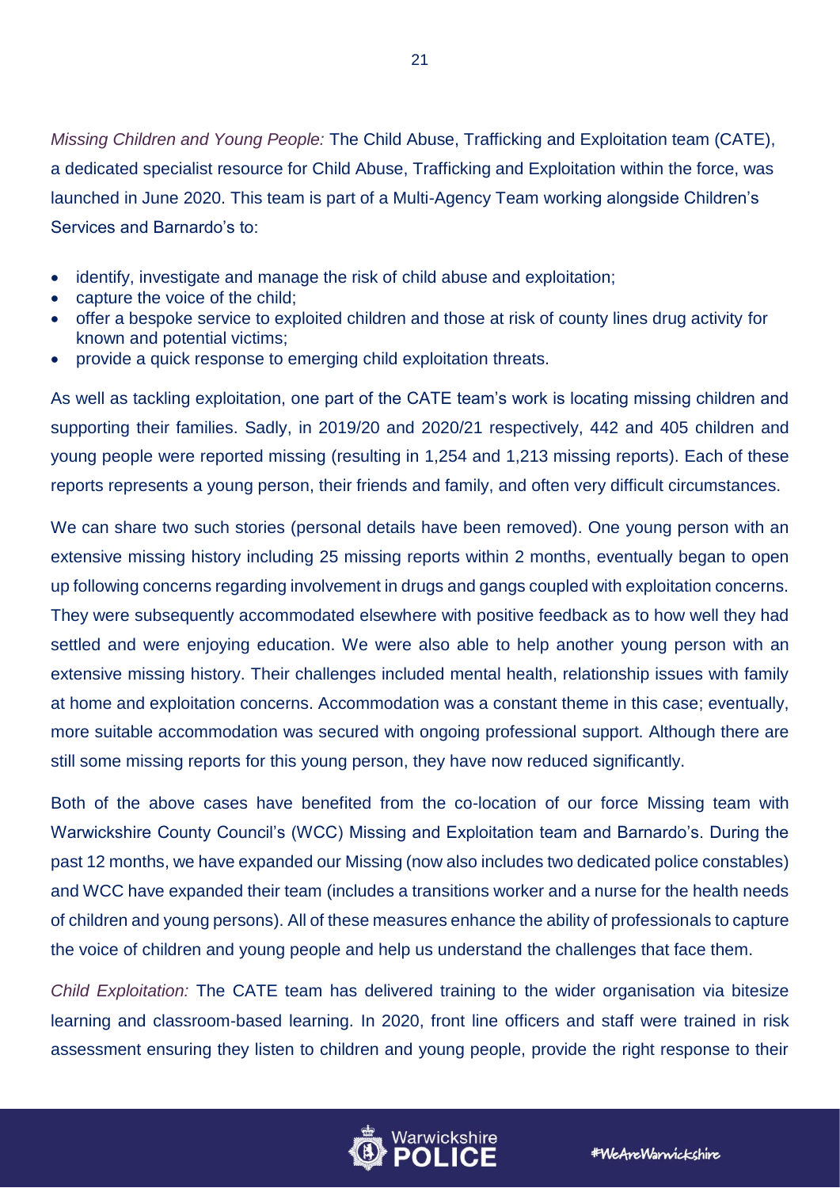*Missing Children and Young People:* The Child Abuse, Trafficking and Exploitation team (CATE), a dedicated specialist resource for Child Abuse, Trafficking and Exploitation within the force, was launched in June 2020. This team is part of a Multi-Agency Team working alongside Children's Services and Barnardo's to:

- identify, investigate and manage the risk of child abuse and exploitation;
- capture the voice of the child;
- offer a bespoke service to exploited children and those at risk of county lines drug activity for known and potential victims;
- provide a quick response to emerging child exploitation threats.

As well as tackling exploitation, one part of the CATE team's work is locating missing children and supporting their families. Sadly, in 2019/20 and 2020/21 respectively, 442 and 405 children and young people were reported missing (resulting in 1,254 and 1,213 missing reports). Each of these reports represents a young person, their friends and family, and often very difficult circumstances.

We can share two such stories (personal details have been removed). One young person with an extensive missing history including 25 missing reports within 2 months, eventually began to open up following concerns regarding involvement in drugs and gangs coupled with exploitation concerns. They were subsequently accommodated elsewhere with positive feedback as to how well they had settled and were enjoying education. We were also able to help another young person with an extensive missing history. Their challenges included mental health, relationship issues with family at home and exploitation concerns. Accommodation was a constant theme in this case; eventually, more suitable accommodation was secured with ongoing professional support. Although there are still some missing reports for this young person, they have now reduced significantly.

Both of the above cases have benefited from the co-location of our force Missing team with Warwickshire County Council's (WCC) Missing and Exploitation team and Barnardo's. During the past 12 months, we have expanded our Missing (now also includes two dedicated police constables) and WCC have expanded their team (includes a transitions worker and a nurse for the health needs of children and young persons). All of these measures enhance the ability of professionals to capture the voice of children and young people and help us understand the challenges that face them.

*Child Exploitation:* The CATE team has delivered training to the wider organisation via bitesize learning and classroom-based learning. In 2020, front line officers and staff were trained in risk assessment ensuring they listen to children and young people, provide the right response to their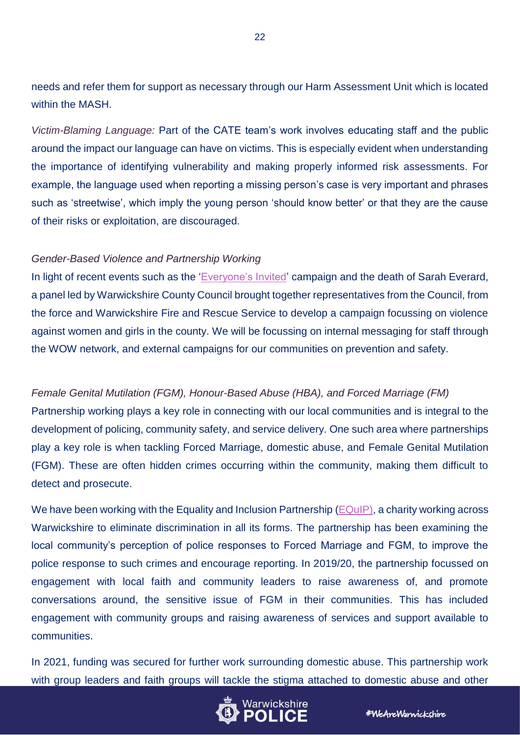needs and refer them for support as necessary through our Harm Assessment Unit which is located within the MASH.

*Victim-Blaming Language:* Part of the CATE team's work involves educating staff and the public around the impact our language can have on victims. This is especially evident when understanding the importance of identifying vulnerability and making properly informed risk assessments. For example, the language used when reporting a missing person's case is very important and phrases such as 'streetwise', which imply the young person 'should know better' or that they are the cause of their risks or exploitation, are discouraged.

*Gender-Based Violence and Partnership Working*

In light of recent events such as the 'Everyone's Invited' campaign and the death of Sarah Everard, a panel led by Warwickshire County Council brought together representatives from the Council, from the force and Warwickshire Fire and Rescue Service to develop a campaign focussing on violence against women and girls in the county. We will be focussing on internal messaging for staff through the WOW network, and external campaigns for our communities on prevention and safety.

*Female Genital Mutilation (FGM), Honour-Based Abuse (HBA), and Forced Marriage (FM)*

Partnership working plays a key role in connecting with our local communities and is integral to the development of policing, community safety, and service delivery. One such area where partnerships play a key role is when tackling Forced Marriage, domestic abuse, and Female Genital Mutilation (FGM). These are often hidden crimes occurring within the community, making them difficult to detect and prosecute.

We have been working with the Equality and Inclusion Partnership (EQuIP), a charity working across Warwickshire to eliminate discrimination in all its forms. The partnership has been examining the local community's perception of police responses to Forced Marriage and FGM, to improve the police response to such crimes and encourage reporting. In 2019/20, the partnership focussed on engagement with local faith and community leaders to raise awareness of, and promote conversations around, the sensitive issue of FGM in their communities. This has included engagement with community groups and raising awareness of services and support available to communities.

In 2021, funding was secured for further work surrounding domestic abuse. This partnership work with group leaders and faith groups will tackle the stigma attached to domestic abuse and other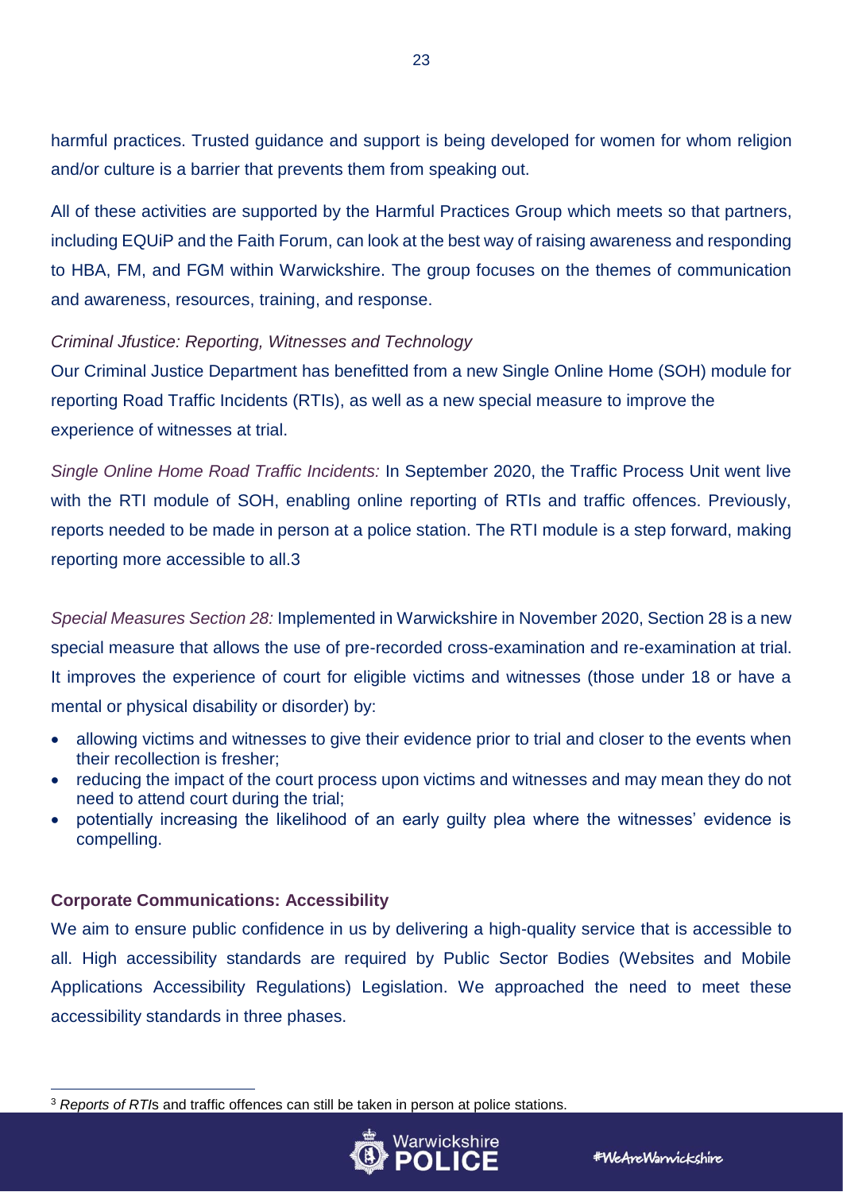harmful practices. Trusted guidance and support is being developed for women for whom religion and/or culture is a barrier that prevents them from speaking out.

All of these activities are supported by the Harmful Practices Group which meets so that partners, including EQUiP and the Faith Forum, can look at the best way of raising awareness and responding to HBA, FM, and FGM within Warwickshire. The group focuses on the themes of communication and awareness, resources, training, and response.

*Criminal Jfustice: Reporting, Witnesses and Technology*

Our Criminal Justice Department has benefitted from a new Single Online Home (SOH) module for reporting Road Traffic Incidents (RTIs), as well as a new special measure to improve the experience of witnesses at trial.

*Single Online Home Road Traffic Incidents:* In September 2020, the Traffic Process Unit went live with the RTI module of SOH, enabling online reporting of RTIs and traffic offences. Previously, reports needed to be made in person at a police station. The RTI module is a step forward, making reporting more accessible to all.[3]

*Special Measures Section 28:* Implemented in Warwickshire in November 2020, Section 28 is a new special measure that allows the use of pre-recorded cross-examination and re-examination at trial. It improves the experience of court for eligible victims and witnesses (those under 18 or have a mental or physical disability or disorder) by:

- allowing victims and witnesses to give their evidence prior to trial and closer to the events when their recollection is fresher;
- reducing the impact of the court process upon victims and witnesses and may mean they do not need to attend court during the trial;
- potentially increasing the likelihood of an early guilty plea where the witnesses' evidence is compelling.

**Corporate Communications: Accessibility**

We aim to ensure public confidence in us by delivering a high-quality service that is accessible to all. High accessibility standards are required by Public Sector Bodies (Websites and Mobile Applications Accessibility Regulations) Legislation. We approached the need to meet these accessibility standards in three phases.

[3] *Reports of RTI*s and traffic offences can still be taken in person at police stations.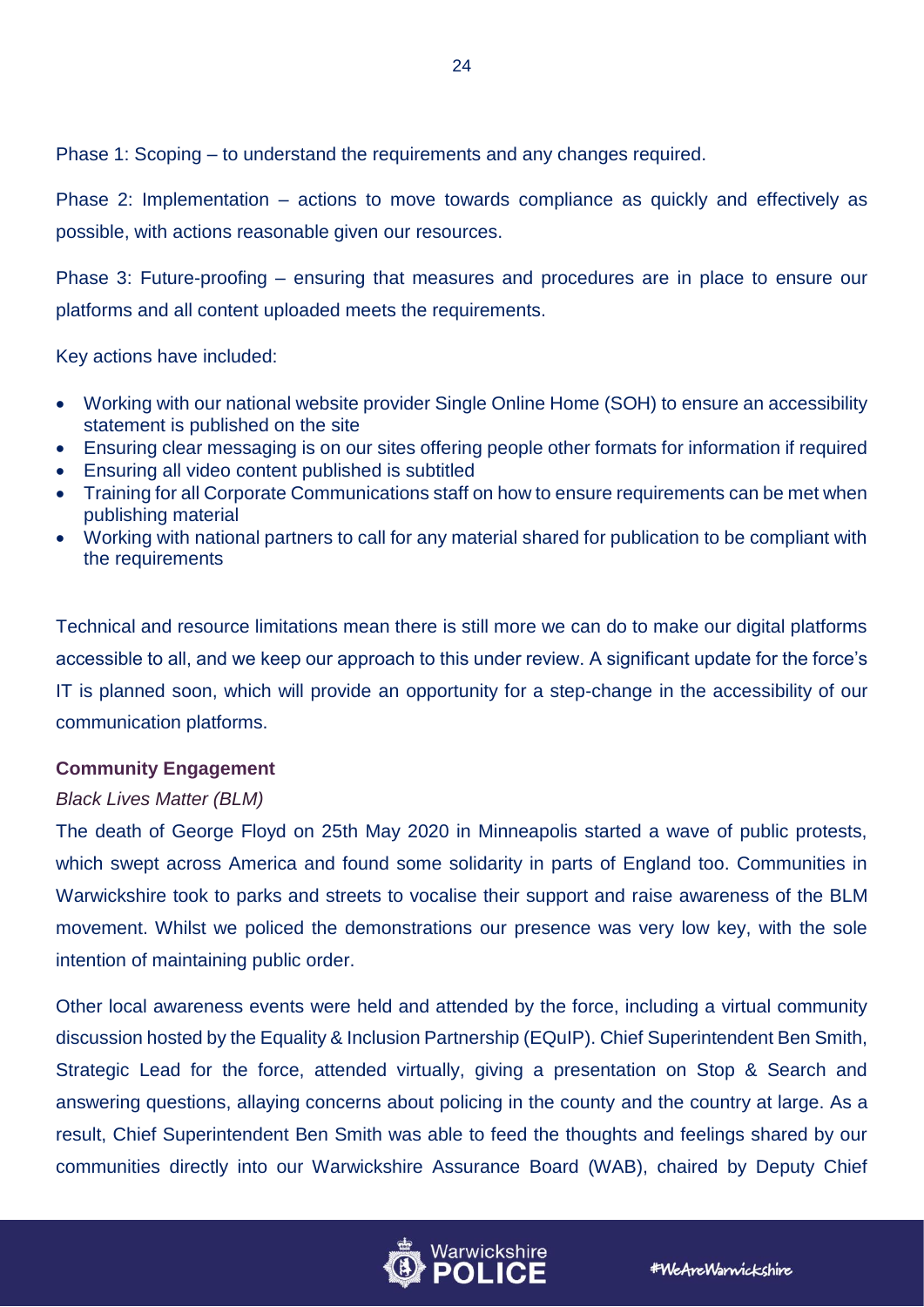Phase 1: Scoping – to understand the requirements and any changes required.

Phase 2: Implementation – actions to move towards compliance as quickly and effectively as possible, with actions reasonable given our resources.

Phase 3: Future-proofing – ensuring that measures and procedures are in place to ensure our platforms and all content uploaded meets the requirements.

Key actions have included:

- Working with our national website provider Single Online Home (SOH) to ensure an accessibility statement is published on the site
- Ensuring clear messaging is on our sites offering people other formats for information if required
- Ensuring all video content published is subtitled
- Training for all Corporate Communications staff on how to ensure requirements can be met when publishing material
- Working with national partners to call for any material shared for publication to be compliant with the requirements

Technical and resource limitations mean there is still more we can do to make our digital platforms accessible to all, and we keep our approach to this under review. A significant update for the force's IT is planned soon, which will provide an opportunity for a step-change in the accessibility of our communication platforms.

### Community Engagement

*Black Lives Matter (BLM)*

The death of George Floyd on 25th May 2020 in Minneapolis started a wave of public protests, which swept across America and found some solidarity in parts of England too. Communities in Warwickshire took to parks and streets to vocalise their support and raise awareness of the BLM movement. Whilst we policed the demonstrations our presence was very low key, with the sole intention of maintaining public order.

Other local awareness events were held and attended by the force, including a virtual community discussion hosted by the Equality & Inclusion Partnership (EQuIP). Chief Superintendent Ben Smith, Strategic Lead for the force, attended virtually, giving a presentation on Stop & Search and answering questions, allaying concerns about policing in the county and the country at large. As a result, Chief Superintendent Ben Smith was able to feed the thoughts and feelings shared by our communities directly into our Warwickshire Assurance Board (WAB), chaired by Deputy Chief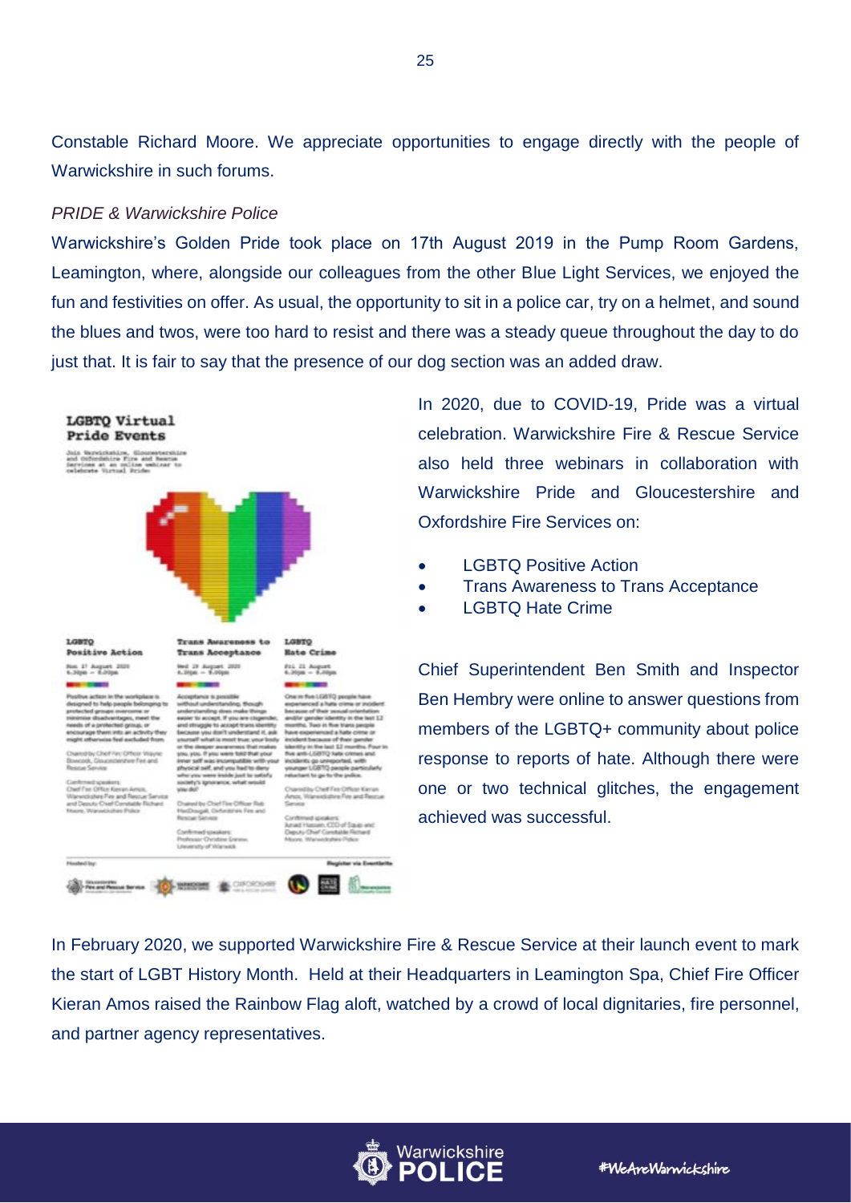Constable Richard Moore. We appreciate opportunities to engage directly with the people of Warwickshire in such forums.

*PRIDE & Warwickshire Police*

Warwickshire's Golden Pride took place on 17th August 2019 in the Pump Room Gardens, Leamington, where, alongside our colleagues from the other Blue Light Services, we enjoyed the fun and festivities on offer. As usual, the opportunity to sit in a police car, try on a helmet, and sound the blues and twos, were too hard to resist and there was a steady queue throughout the day to do just that. It is fair to say that the presence of our dog section was an added draw.

In 2020, due to COVID-19, Pride was a virtual celebration. Warwickshire Fire & Rescue Service also held three webinars in collaboration with Warwickshire Pride and Gloucestershire and Oxfordshire Fire Services on:

- LGBTQ Positive Action
- Trans Awareness to Trans Acceptance
- LGBTQ Hate Crime

Chief Superintendent Ben Smith and Inspector Ben Hembry were online to answer questions from members of the LGBTQ+ community about police response to reports of hate. Although there were one or two technical glitches, the engagement achieved was successful.

In February 2020, we supported Warwickshire Fire & Rescue Service at their launch event to mark the start of LGBT History Month. Held at their Headquarters in Leamington Spa, Chief Fire Officer Kieran Amos raised the Rainbow Flag aloft, watched by a crowd of local dignitaries, fire personnel, and partner agency representatives.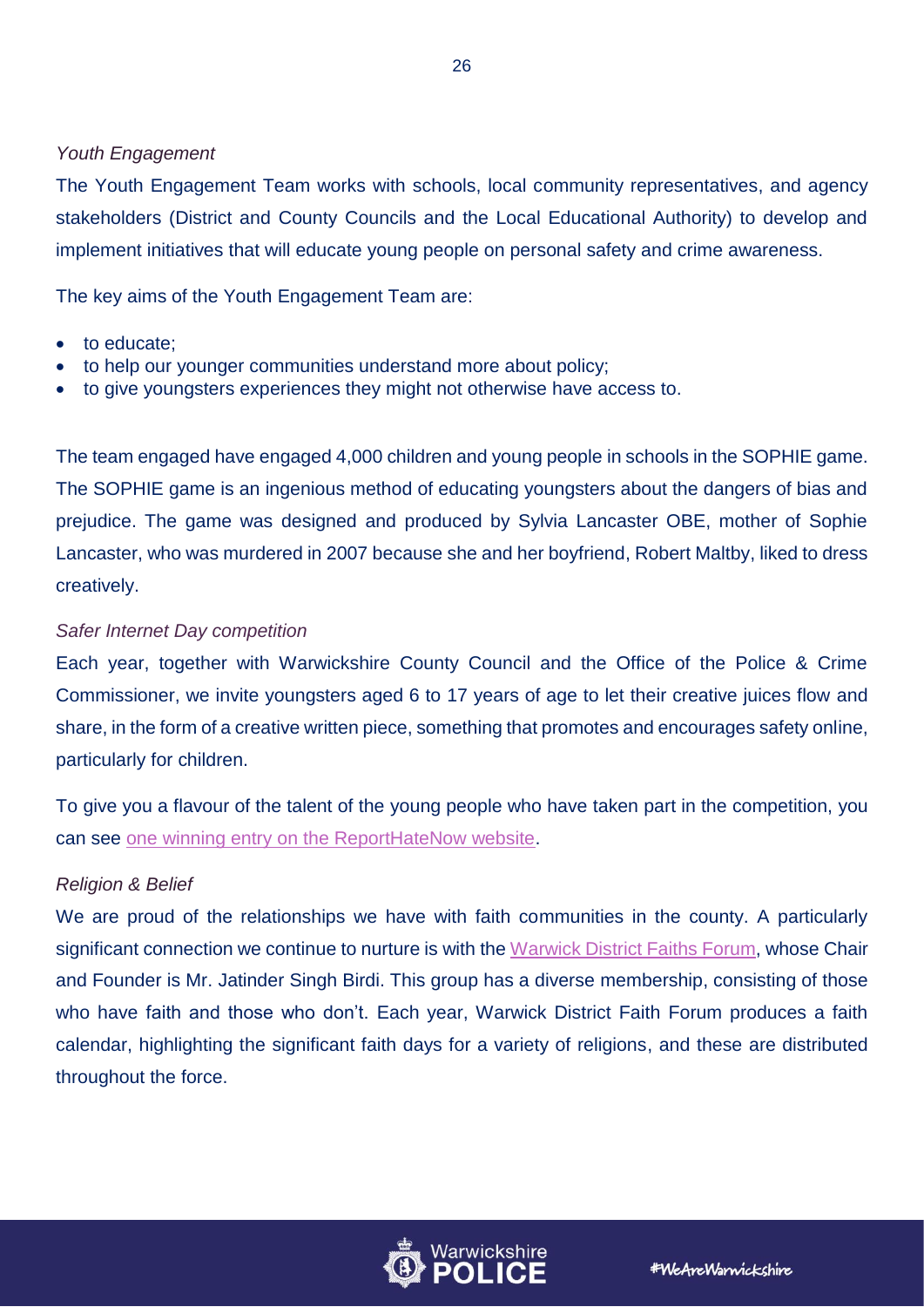*Youth Engagement*

The Youth Engagement Team works with schools, local community representatives, and agency stakeholders (District and County Councils and the Local Educational Authority) to develop and implement initiatives that will educate young people on personal safety and crime awareness.

The key aims of the Youth Engagement Team are:

- to educate;
- to help our younger communities understand more about policy;
- to give youngsters experiences they might not otherwise have access to.

The team engaged have engaged 4,000 children and young people in schools in the SOPHIE game. The SOPHIE game is an ingenious method of educating youngsters about the dangers of bias and prejudice. The game was designed and produced by Sylvia Lancaster OBE, mother of Sophie Lancaster, who was murdered in 2007 because she and her boyfriend, Robert Maltby, liked to dress creatively.

*Safer Internet Day competition*

Each year, together with Warwickshire County Council and the Office of the Police & Crime Commissioner, we invite youngsters aged 6 to 17 years of age to let their creative juices flow and share, in the form of a creative written piece, something that promotes and encourages safety online, particularly for children.

To give you a flavour of the talent of the young people who have taken part in the competition, you can see one winning entry on the ReportHateNow website.

*Religion & Belief*

We are proud of the relationships we have with faith communities in the county. A particularly significant connection we continue to nurture is with the Warwick District Faiths Forum, whose Chair and Founder is Mr. Jatinder Singh Birdi. This group has a diverse membership, consisting of those who have faith and those who don't. Each year, Warwick District Faith Forum produces a faith calendar, highlighting the significant faith days for a variety of religions, and these are distributed throughout the force.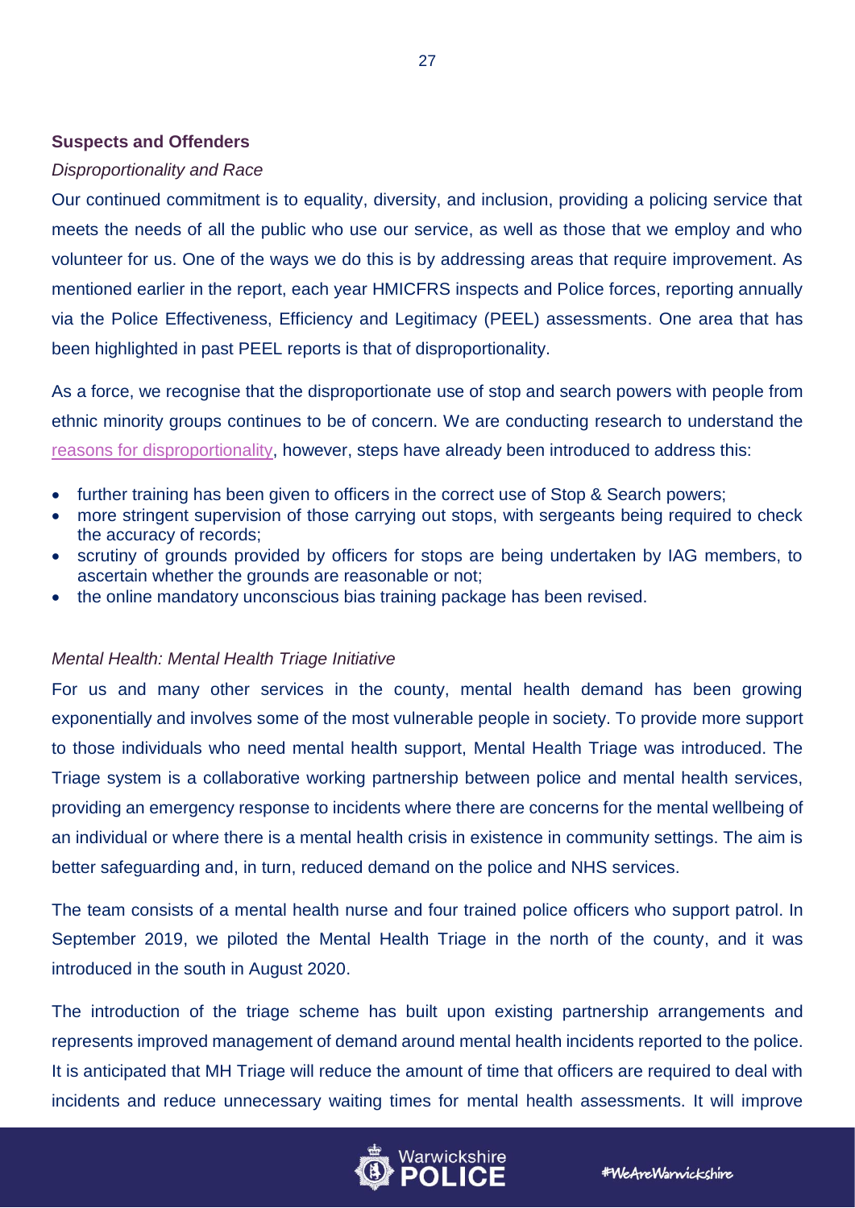**Suspects and Offenders**

*Disproportionality and Race*

Our continued commitment is to equality, diversity, and inclusion, providing a policing service that meets the needs of all the public who use our service, as well as those that we employ and who volunteer for us. One of the ways we do this is by addressing areas that require improvement. As mentioned earlier in the report, each year HMICFRS inspects and Police forces, reporting annually via the Police Effectiveness, Efficiency and Legitimacy (PEEL) assessments. One area that has been highlighted in past PEEL reports is that of disproportionality.

As a force, we recognise that the disproportionate use of stop and search powers with people from ethnic minority groups continues to be of concern. We are conducting research to understand the reasons for disproportionality, however, steps have already been introduced to address this:

- further training has been given to officers in the correct use of Stop & Search powers;
- more stringent supervision of those carrying out stops, with sergeants being required to check the accuracy of records;
- scrutiny of grounds provided by officers for stops are being undertaken by IAG members, to ascertain whether the grounds are reasonable or not;
- the online mandatory unconscious bias training package has been revised.

*Mental Health: Mental Health Triage Initiative*

For us and many other services in the county, mental health demand has been growing exponentially and involves some of the most vulnerable people in society. To provide more support to those individuals who need mental health support, Mental Health Triage was introduced. The Triage system is a collaborative working partnership between police and mental health services, providing an emergency response to incidents where there are concerns for the mental wellbeing of an individual or where there is a mental health crisis in existence in community settings. The aim is better safeguarding and, in turn, reduced demand on the police and NHS services.

The team consists of a mental health nurse and four trained police officers who support patrol. In September 2019, we piloted the Mental Health Triage in the north of the county, and it was introduced in the south in August 2020.

The introduction of the triage scheme has built upon existing partnership arrangements and represents improved management of demand around mental health incidents reported to the police. It is anticipated that MH Triage will reduce the amount of time that officers are required to deal with incidents and reduce unnecessary waiting times for mental health assessments. It will improve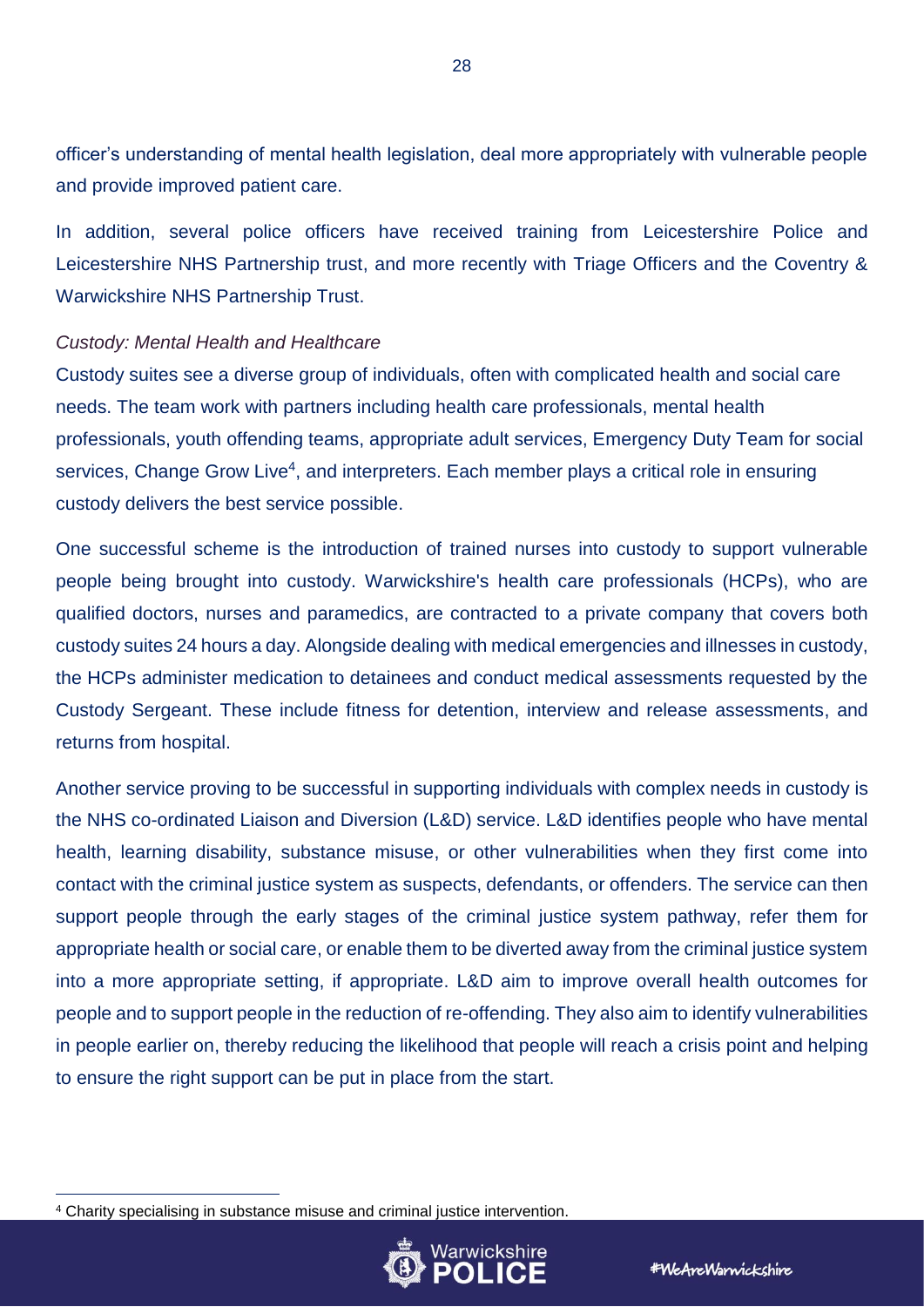officer's understanding of mental health legislation, deal more appropriately with vulnerable people and provide improved patient care.

In addition, several police officers have received training from Leicestershire Police and Leicestershire NHS Partnership trust, and more recently with Triage Officers and the Coventry & Warwickshire NHS Partnership Trust.

*Custody: Mental Health and Healthcare*

Custody suites see a diverse group of individuals, often with complicated health and social care needs. The team work with partners including health care professionals, mental health professionals, youth offending teams, appropriate adult services, Emergency Duty Team for social services, Change Grow Live[4], and interpreters. Each member plays a critical role in ensuring custody delivers the best service possible.

One successful scheme is the introduction of trained nurses into custody to support vulnerable people being brought into custody. Warwickshire's health care professionals (HCPs), who are qualified doctors, nurses and paramedics, are contracted to a private company that covers both custody suites 24 hours a day. Alongside dealing with medical emergencies and illnesses in custody, the HCPs administer medication to detainees and conduct medical assessments requested by the Custody Sergeant. These include fitness for detention, interview and release assessments, and returns from hospital.

Another service proving to be successful in supporting individuals with complex needs in custody is the NHS co-ordinated Liaison and Diversion (L&D) service. L&D identifies people who have mental health, learning disability, substance misuse, or other vulnerabilities when they first come into contact with the criminal justice system as suspects, defendants, or offenders. The service can then support people through the early stages of the criminal justice system pathway, refer them for appropriate health or social care, or enable them to be diverted away from the criminal justice system into a more appropriate setting, if appropriate. L&D aim to improve overall health outcomes for people and to support people in the reduction of re-offending. They also aim to identify vulnerabilities in people earlier on, thereby reducing the likelihood that people will reach a crisis point and helping to ensure the right support can be put in place from the start.

[4] Charity specialising in substance misuse and criminal justice intervention.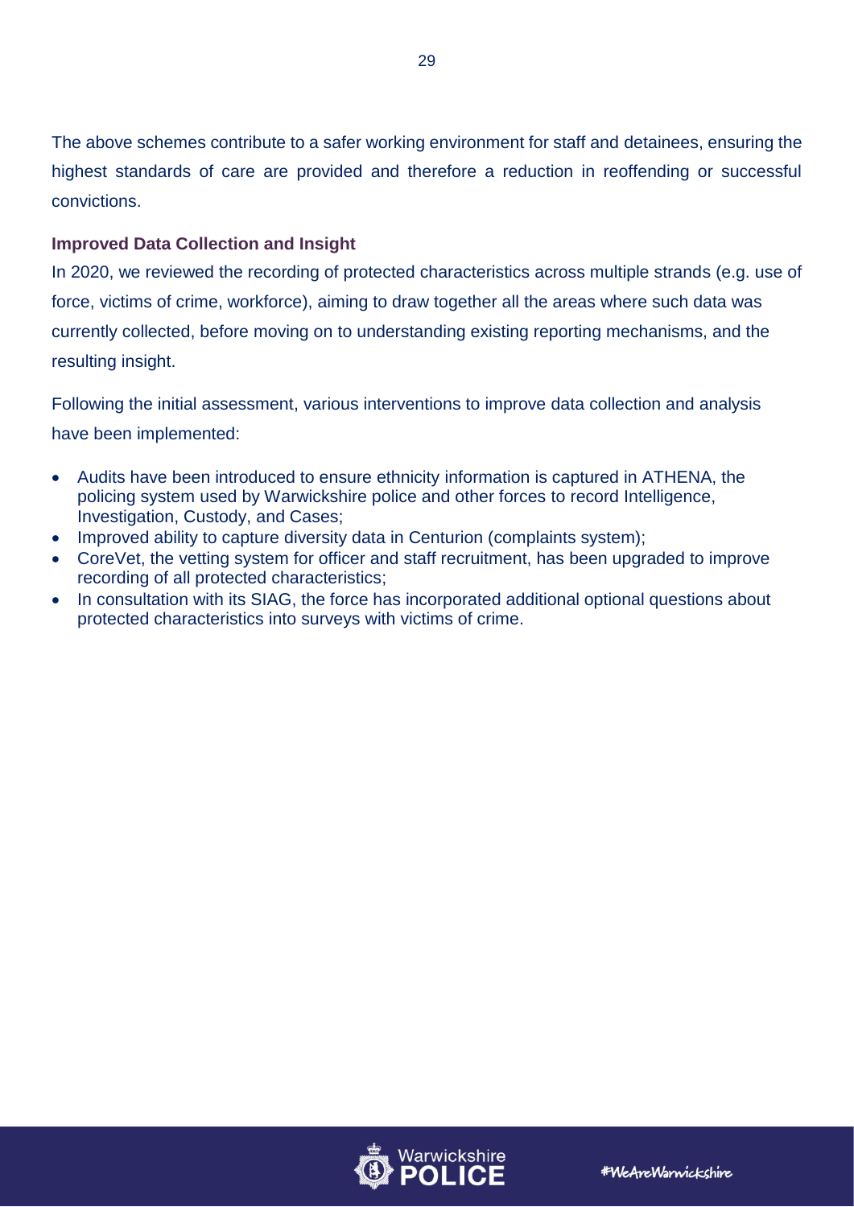The above schemes contribute to a safer working environment for staff and detainees, ensuring the highest standards of care are provided and therefore a reduction in reoffending or successful convictions.

### Improved Data Collection and Insight

In 2020, we reviewed the recording of protected characteristics across multiple strands (e.g. use of force, victims of crime, workforce), aiming to draw together all the areas where such data was currently collected, before moving on to understanding existing reporting mechanisms, and the resulting insight.

Following the initial assessment, various interventions to improve data collection and analysis have been implemented:

- Audits have been introduced to ensure ethnicity information is captured in ATHENA, the policing system used by Warwickshire police and other forces to record Intelligence, Investigation, Custody, and Cases;
- Improved ability to capture diversity data in Centurion (complaints system);
- CoreVet, the vetting system for officer and staff recruitment, has been upgraded to improve recording of all protected characteristics;
- In consultation with its SIAG, the force has incorporated additional optional questions about protected characteristics into surveys with victims of crime.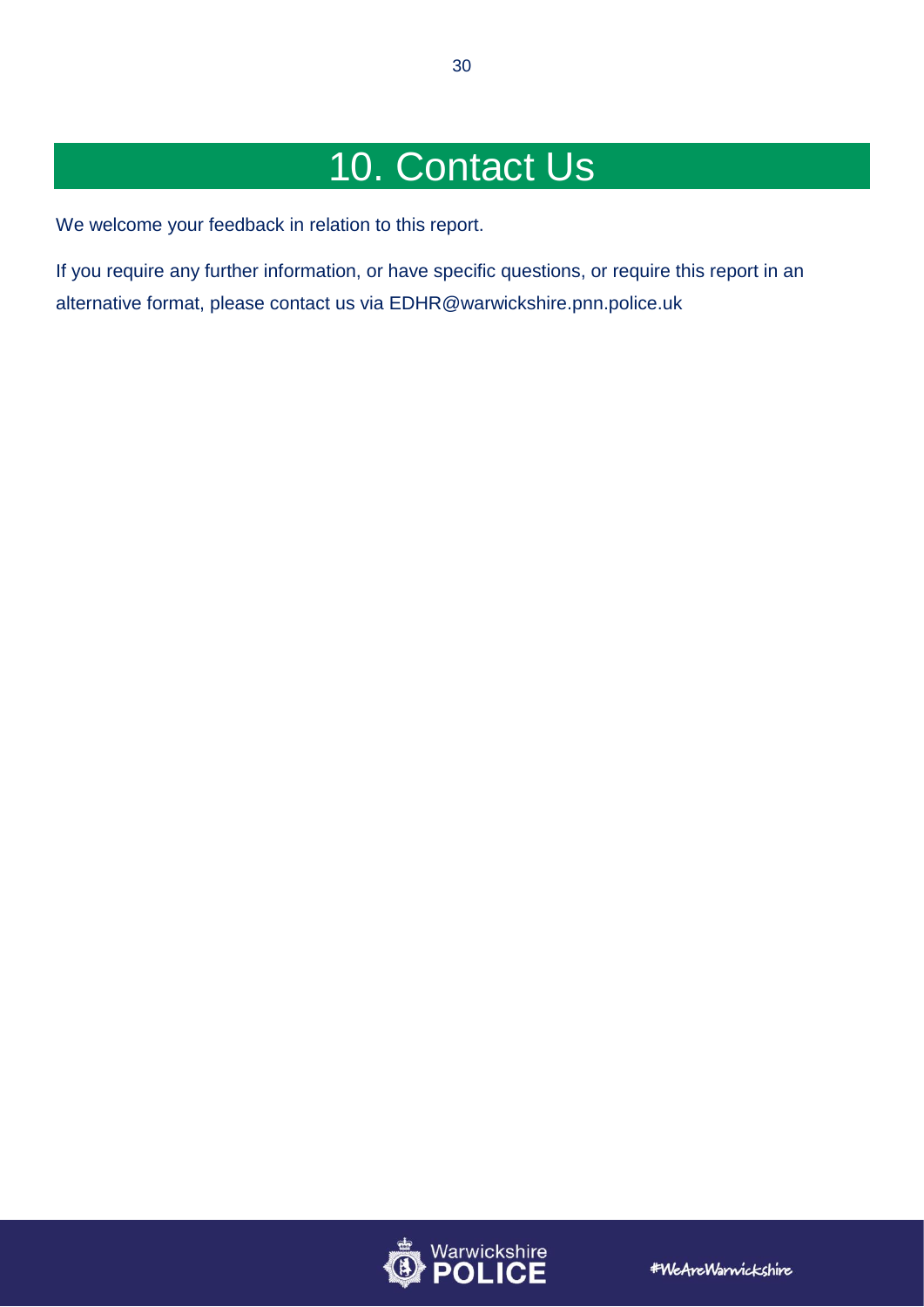# 10. Contact Us

We welcome your feedback in relation to this report.

If you require any further information, or have specific questions, or require this report in an alternative format, please contact us via EDHR@warwickshire.pnn.police.uk